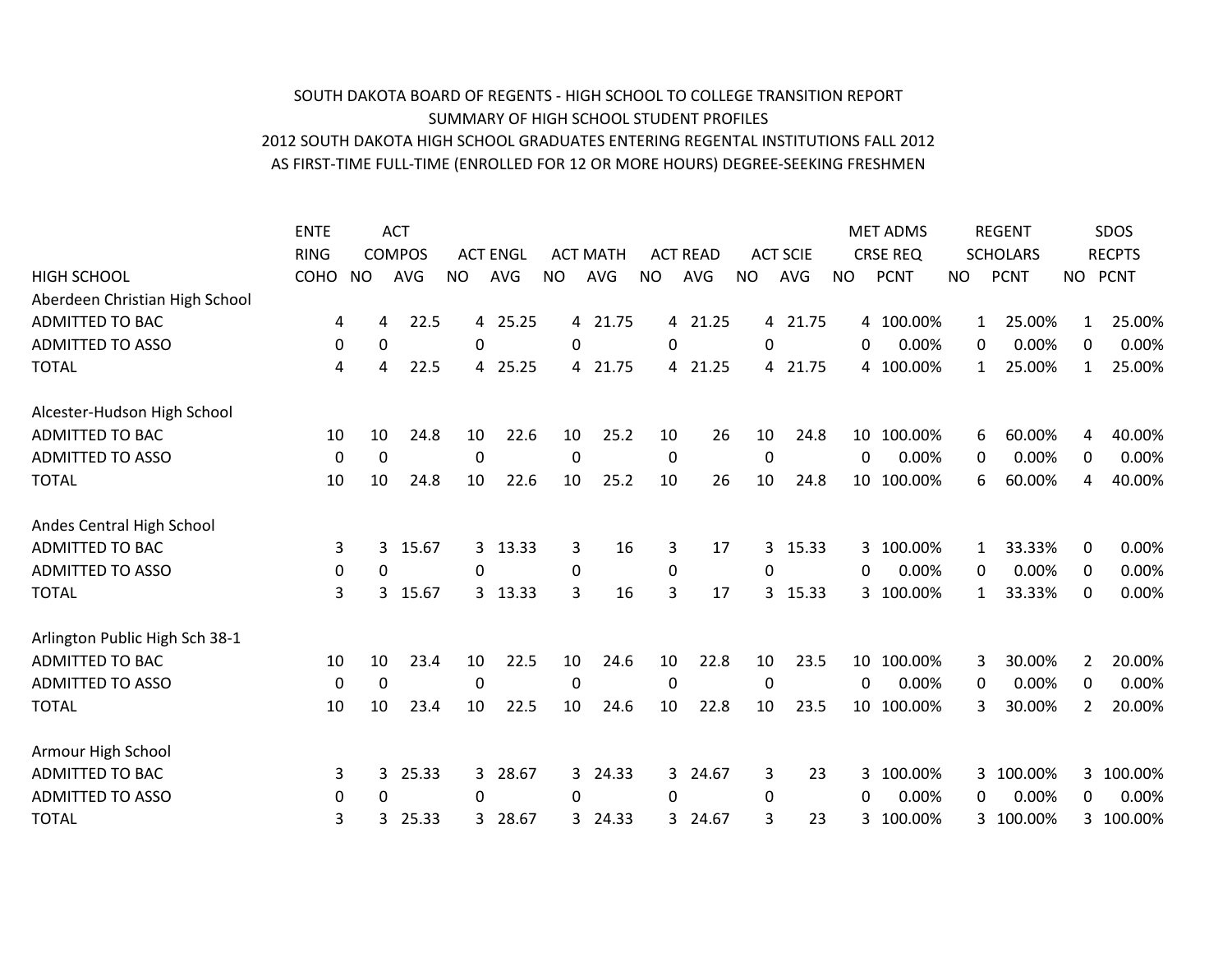SOUTH DAKOTA BOARD OF REGENTS - HIGH SCHOOL TO COLLEGE TRANSITION REPORT
SUMMARY OF HIGH SCHOOL STUDENT PROFILES
2012 SOUTH DAKOTA HIGH SCHOOL GRADUATES ENTERING REGENTAL INSTITUTIONS FALL 2012
AS FIRST-TIME FULL-TIME (ENROLLED FOR 12 OR MORE HOURS) DEGREE-SEEKING FRESHMEN

| HIGH SCHOOL | ENTERING COHO | ACT COMPOS | | ACT ENGL | | ACT MATH | | ACT READ | | ACT SCIE | | MET ADMS CRSE REQ | | REGENT SCHOLARS | | SDOS RECPTS | |
|---|---|---|---|---|---|---|---|---|---|---|---|---|---|---|---|---|---|
| | | NO | AVG | NO | AVG | NO | AVG | NO | AVG | NO | AVG | NO | PCNT | NO | PCNT | NO | PCNT |
| Aberdeen Christian High School | | | | | | | | | | | | | | | | | |
| ADMITTED TO BAC | 4 | 4 | 22.5 | 4 | 25.25 | 4 | 21.75 | 4 | 21.25 | 4 | 21.75 | 4 | 100.00% | 1 | 25.00% | 1 | 25.00% |
| ADMITTED TO ASSO | 0 | 0 | | 0 | | 0 | | 0 | | 0 | | 0 | 0.00% | 0 | 0.00% | 0 | 0.00% |
| TOTAL | 4 | 4 | 22.5 | 4 | 25.25 | 4 | 21.75 | 4 | 21.25 | 4 | 21.75 | 4 | 100.00% | 1 | 25.00% | 1 | 25.00% |
| Alcester-Hudson High School | | | | | | | | | | | | | | | | | |
| ADMITTED TO BAC | 10 | 10 | 24.8 | 10 | 22.6 | 10 | 25.2 | 10 | 26 | 10 | 24.8 | 10 | 100.00% | 6 | 60.00% | 4 | 40.00% |
| ADMITTED TO ASSO | 0 | 0 | | 0 | | 0 | | 0 | | 0 | | 0 | 0.00% | 0 | 0.00% | 0 | 0.00% |
| TOTAL | 10 | 10 | 24.8 | 10 | 22.6 | 10 | 25.2 | 10 | 26 | 10 | 24.8 | 10 | 100.00% | 6 | 60.00% | 4 | 40.00% |
| Andes Central High School | | | | | | | | | | | | | | | | | |
| ADMITTED TO BAC | 3 | 3 | 15.67 | 3 | 13.33 | 3 | 16 | 3 | 17 | 3 | 15.33 | 3 | 100.00% | 1 | 33.33% | 0 | 0.00% |
| ADMITTED TO ASSO | 0 | 0 | | 0 | | 0 | | 0 | | 0 | | 0 | 0.00% | 0 | 0.00% | 0 | 0.00% |
| TOTAL | 3 | 3 | 15.67 | 3 | 13.33 | 3 | 16 | 3 | 17 | 3 | 15.33 | 3 | 100.00% | 1 | 33.33% | 0 | 0.00% |
| Arlington Public High Sch 38-1 | | | | | | | | | | | | | | | | | |
| ADMITTED TO BAC | 10 | 10 | 23.4 | 10 | 22.5 | 10 | 24.6 | 10 | 22.8 | 10 | 23.5 | 10 | 100.00% | 3 | 30.00% | 2 | 20.00% |
| ADMITTED TO ASSO | 0 | 0 | | 0 | | 0 | | 0 | | 0 | | 0 | 0.00% | 0 | 0.00% | 0 | 0.00% |
| TOTAL | 10 | 10 | 23.4 | 10 | 22.5 | 10 | 24.6 | 10 | 22.8 | 10 | 23.5 | 10 | 100.00% | 3 | 30.00% | 2 | 20.00% |
| Armour High School | | | | | | | | | | | | | | | | | |
| ADMITTED TO BAC | 3 | 3 | 25.33 | 3 | 28.67 | 3 | 24.33 | 3 | 24.67 | 3 | 23 | 3 | 100.00% | 3 | 100.00% | 3 | 100.00% |
| ADMITTED TO ASSO | 0 | 0 | | 0 | | 0 | | 0 | | 0 | | 0 | 0.00% | 0 | 0.00% | 0 | 0.00% |
| TOTAL | 3 | 3 | 25.33 | 3 | 28.67 | 3 | 24.33 | 3 | 24.67 | 3 | 23 | 3 | 100.00% | 3 | 100.00% | 3 | 100.00% |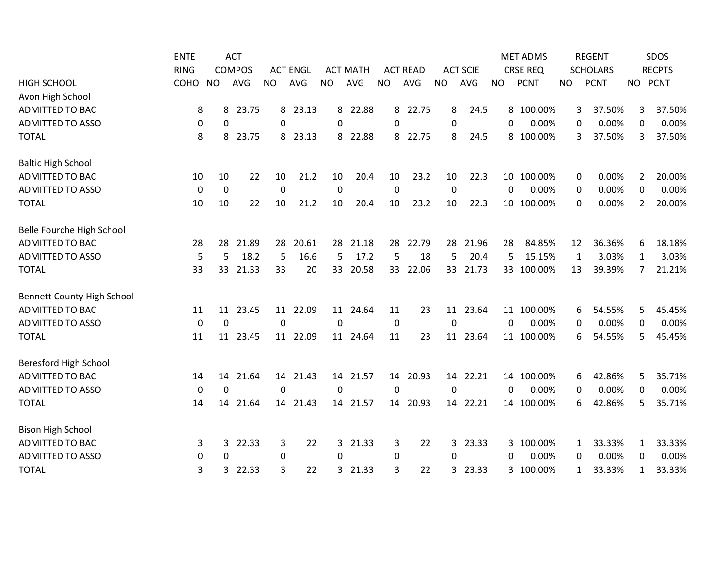| HIGH SCHOOL | ENTERING COHO | ACT COMPOS NO | ACT COMPOS AVG | ACT ENGL NO | ACT ENGL AVG | ACT MATH NO | ACT MATH AVG | ACT READ NO | ACT READ AVG | ACT SCIE NO | ACT SCIE AVG | MET ADMS CRSE REQ NO | MET ADMS CRSE REQ PCNT | REGENT SCHOLARS NO | REGENT SCHOLARS PCNT | SDOS RECPTS NO | SDOS RECPTS PCNT |
|---|---|---|---|---|---|---|---|---|---|---|---|---|---|---|---|---|---|
| Avon High School | | | | | | | | | | | | | | | | | |
| ADMITTED TO BAC | 8 | 8 | 23.75 | 8 | 23.13 | 8 | 22.88 | 8 | 22.75 | 8 | 24.5 | 8 | 100.00% | 3 | 37.50% | 3 | 37.50% |
| ADMITTED TO ASSO | 0 | 0 | | 0 | | 0 | | 0 | | 0 | | 0 | 0.00% | 0 | 0.00% | 0 | 0.00% |
| TOTAL | 8 | 8 | 23.75 | 8 | 23.13 | 8 | 22.88 | 8 | 22.75 | 8 | 24.5 | 8 | 100.00% | 3 | 37.50% | 3 | 37.50% |
| Baltic High School | | | | | | | | | | | | | | | | | |
| ADMITTED TO BAC | 10 | 10 | 22 | 10 | 21.2 | 10 | 20.4 | 10 | 23.2 | 10 | 22.3 | 10 | 100.00% | 0 | 0.00% | 2 | 20.00% |
| ADMITTED TO ASSO | 0 | 0 | | 0 | | 0 | | 0 | | 0 | | 0 | 0.00% | 0 | 0.00% | 0 | 0.00% |
| TOTAL | 10 | 10 | 22 | 10 | 21.2 | 10 | 20.4 | 10 | 23.2 | 10 | 22.3 | 10 | 100.00% | 0 | 0.00% | 2 | 20.00% |
| Belle Fourche High School | | | | | | | | | | | | | | | | | |
| ADMITTED TO BAC | 28 | 28 | 21.89 | 28 | 20.61 | 28 | 21.18 | 28 | 22.79 | 28 | 21.96 | 28 | 84.85% | 12 | 36.36% | 6 | 18.18% |
| ADMITTED TO ASSO | 5 | 5 | 18.2 | 5 | 16.6 | 5 | 17.2 | 5 | 18 | 5 | 20.4 | 5 | 15.15% | 1 | 3.03% | 1 | 3.03% |
| TOTAL | 33 | 33 | 21.33 | 33 | 20 | 33 | 20.58 | 33 | 22.06 | 33 | 21.73 | 33 | 100.00% | 13 | 39.39% | 7 | 21.21% |
| Bennett County High School | | | | | | | | | | | | | | | | | |
| ADMITTED TO BAC | 11 | 11 | 23.45 | 11 | 22.09 | 11 | 24.64 | 11 | 23 | 11 | 23.64 | 11 | 100.00% | 6 | 54.55% | 5 | 45.45% |
| ADMITTED TO ASSO | 0 | 0 | | 0 | | 0 | | 0 | | 0 | | 0 | 0.00% | 0 | 0.00% | 0 | 0.00% |
| TOTAL | 11 | 11 | 23.45 | 11 | 22.09 | 11 | 24.64 | 11 | 23 | 11 | 23.64 | 11 | 100.00% | 6 | 54.55% | 5 | 45.45% |
| Beresford High School | | | | | | | | | | | | | | | | | |
| ADMITTED TO BAC | 14 | 14 | 21.64 | 14 | 21.43 | 14 | 21.57 | 14 | 20.93 | 14 | 22.21 | 14 | 100.00% | 6 | 42.86% | 5 | 35.71% |
| ADMITTED TO ASSO | 0 | 0 | | 0 | | 0 | | 0 | | 0 | | 0 | 0.00% | 0 | 0.00% | 0 | 0.00% |
| TOTAL | 14 | 14 | 21.64 | 14 | 21.43 | 14 | 21.57 | 14 | 20.93 | 14 | 22.21 | 14 | 100.00% | 6 | 42.86% | 5 | 35.71% |
| Bison High School | | | | | | | | | | | | | | | | | |
| ADMITTED TO BAC | 3 | 3 | 22.33 | 3 | 22 | 3 | 21.33 | 3 | 22 | 3 | 23.33 | 3 | 100.00% | 1 | 33.33% | 1 | 33.33% |
| ADMITTED TO ASSO | 0 | 0 | | 0 | | 0 | | 0 | | 0 | | 0 | 0.00% | 0 | 0.00% | 0 | 0.00% |
| TOTAL | 3 | 3 | 22.33 | 3 | 22 | 3 | 21.33 | 3 | 22 | 3 | 23.33 | 3 | 100.00% | 1 | 33.33% | 1 | 33.33% |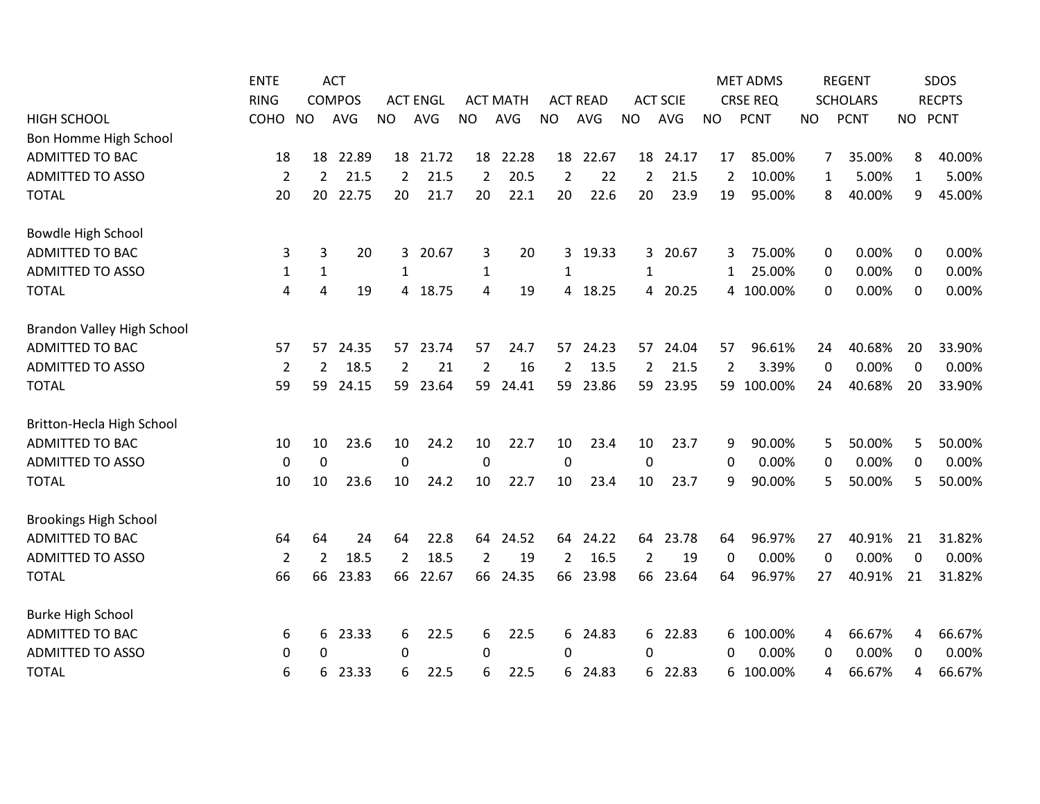| HIGH SCHOOL | ENTERING COHO | ACT COMPOS NO | ACT COMPOS AVG | ACT ENGL NO | ACT ENGL AVG | ACT MATH NO | ACT MATH AVG | ACT READ NO | ACT READ AVG | ACT SCIE NO | ACT SCIE AVG | MET ADMS CRSE REQ NO | MET ADMS CRSE REQ PCNT | REGENT SCHOLARS NO | REGENT SCHOLARS PCNT | SDOS RECPTS NO | SDOS RECPTS PCNT |
|---|---|---|---|---|---|---|---|---|---|---|---|---|---|---|---|---|---|
| Bon Homme High School | | | | | | | | | | | | | | | | | |
| ADMITTED TO BAC | 18 | 18 | 22.89 | 18 | 21.72 | 18 | 22.28 | 18 | 22.67 | 18 | 24.17 | 17 | 85.00% | 7 | 35.00% | 8 | 40.00% |
| ADMITTED TO ASSO | 2 | 2 | 21.5 | 2 | 21.5 | 2 | 20.5 | 2 | 22 | 2 | 21.5 | 2 | 10.00% | 1 | 5.00% | 1 | 5.00% |
| TOTAL | 20 | 20 | 22.75 | 20 | 21.7 | 20 | 22.1 | 20 | 22.6 | 20 | 23.9 | 19 | 95.00% | 8 | 40.00% | 9 | 45.00% |
| Bowdle High School | | | | | | | | | | | | | | | | | |
| ADMITTED TO BAC | 3 | 3 | 20 | 3 | 20.67 | 3 | 20 | 3 | 19.33 | 3 | 20.67 | 3 | 75.00% | 0 | 0.00% | 0 | 0.00% |
| ADMITTED TO ASSO | 1 | 1 | | 1 | | 1 | | 1 | | 1 | | 1 | 25.00% | 0 | 0.00% | 0 | 0.00% |
| TOTAL | 4 | 4 | 19 | 4 | 18.75 | 4 | 19 | 4 | 18.25 | 4 | 20.25 | 4 | 100.00% | 0 | 0.00% | 0 | 0.00% |
| Brandon Valley High School | | | | | | | | | | | | | | | | | |
| ADMITTED TO BAC | 57 | 57 | 24.35 | 57 | 23.74 | 57 | 24.7 | 57 | 24.23 | 57 | 24.04 | 57 | 96.61% | 24 | 40.68% | 20 | 33.90% |
| ADMITTED TO ASSO | 2 | 2 | 18.5 | 2 | 21 | 2 | 16 | 2 | 13.5 | 2 | 21.5 | 2 | 3.39% | 0 | 0.00% | 0 | 0.00% |
| TOTAL | 59 | 59 | 24.15 | 59 | 23.64 | 59 | 24.41 | 59 | 23.86 | 59 | 23.95 | 59 | 100.00% | 24 | 40.68% | 20 | 33.90% |
| Britton-Hecla High School | | | | | | | | | | | | | | | | | |
| ADMITTED TO BAC | 10 | 10 | 23.6 | 10 | 24.2 | 10 | 22.7 | 10 | 23.4 | 10 | 23.7 | 9 | 90.00% | 5 | 50.00% | 5 | 50.00% |
| ADMITTED TO ASSO | 0 | 0 | | 0 | | 0 | | 0 | | 0 | | 0 | 0.00% | 0 | 0.00% | 0 | 0.00% |
| TOTAL | 10 | 10 | 23.6 | 10 | 24.2 | 10 | 22.7 | 10 | 23.4 | 10 | 23.7 | 9 | 90.00% | 5 | 50.00% | 5 | 50.00% |
| Brookings High School | | | | | | | | | | | | | | | | | |
| ADMITTED TO BAC | 64 | 64 | 24 | 64 | 22.8 | 64 | 24.52 | 64 | 24.22 | 64 | 23.78 | 64 | 96.97% | 27 | 40.91% | 21 | 31.82% |
| ADMITTED TO ASSO | 2 | 2 | 18.5 | 2 | 18.5 | 2 | 19 | 2 | 16.5 | 2 | 19 | 0 | 0.00% | 0 | 0.00% | 0 | 0.00% |
| TOTAL | 66 | 66 | 23.83 | 66 | 22.67 | 66 | 24.35 | 66 | 23.98 | 66 | 23.64 | 64 | 96.97% | 27 | 40.91% | 21 | 31.82% |
| Burke High School | | | | | | | | | | | | | | | | | |
| ADMITTED TO BAC | 6 | 6 | 23.33 | 6 | 22.5 | 6 | 22.5 | 6 | 24.83 | 6 | 22.83 | 6 | 100.00% | 4 | 66.67% | 4 | 66.67% |
| ADMITTED TO ASSO | 0 | 0 | | 0 | | 0 | | 0 | | 0 | | 0 | 0.00% | 0 | 0.00% | 0 | 0.00% |
| TOTAL | 6 | 6 | 23.33 | 6 | 22.5 | 6 | 22.5 | 6 | 24.83 | 6 | 22.83 | 6 | 100.00% | 4 | 66.67% | 4 | 66.67% |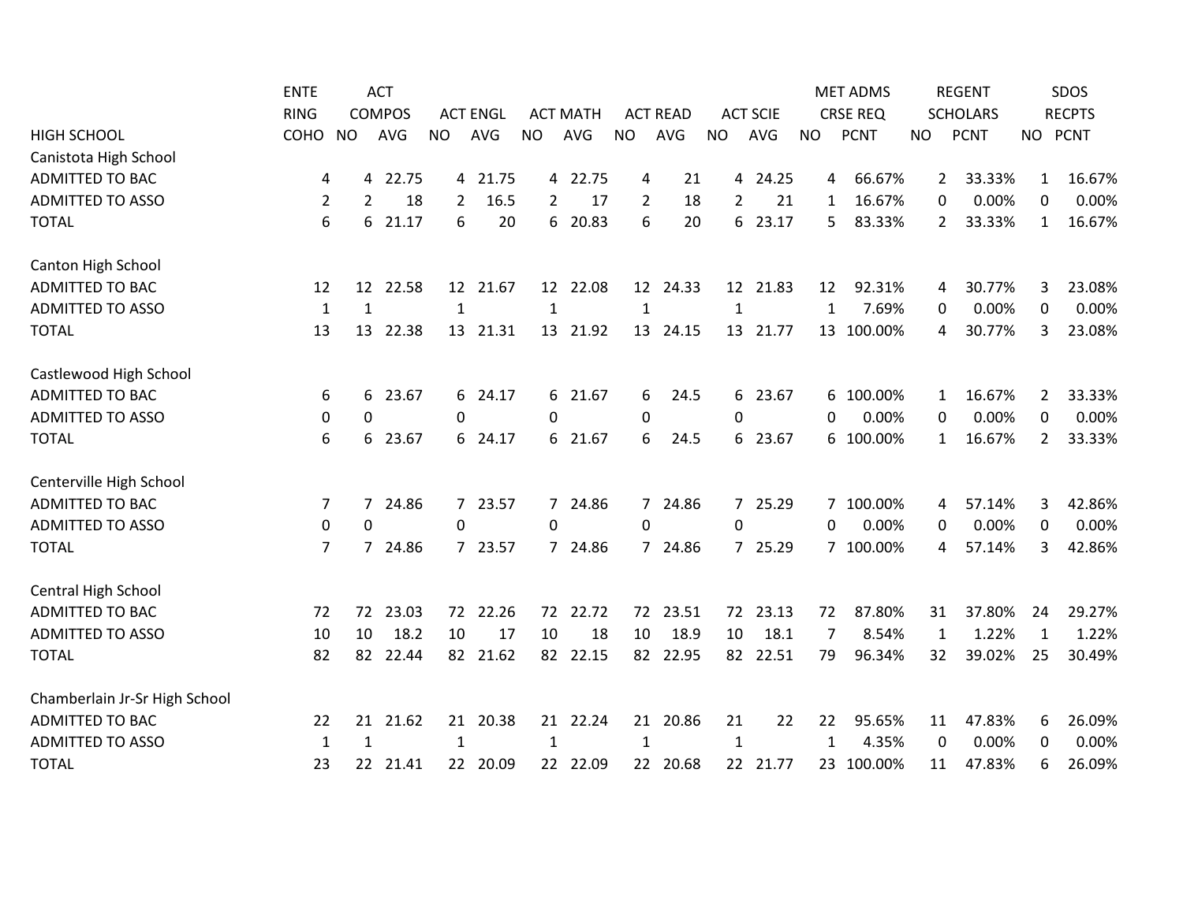| HIGH SCHOOL | ENTERING COHO | ACT COMPOS NO | ACT COMPOS AVG | ACT ENGL NO | ACT ENGL AVG | ACT MATH NO | ACT MATH AVG | ACT READ NO | ACT READ AVG | ACT SCIE NO | ACT SCIE AVG | MET ADMS CRSE REQ NO | MET ADMS CRSE REQ PCNT | REGENT SCHOLARS NO | REGENT SCHOLARS PCNT | SDOS RECPTS NO | SDOS RECPTS PCNT |
|---|---|---|---|---|---|---|---|---|---|---|---|---|---|---|---|---|---|
| Canistota High School | | | | | | | | | | | | | | | | | |
| ADMITTED TO BAC | 4 | 4 | 22.75 | 4 | 21.75 | 4 | 22.75 | 4 | 21 | 4 | 24.25 | 4 | 66.67% | 2 | 33.33% | 1 | 16.67% |
| ADMITTED TO ASSO | 2 | 2 | 18 | 2 | 16.5 | 2 | 17 | 2 | 18 | 2 | 21 | 1 | 16.67% | 0 | 0.00% | 0 | 0.00% |
| TOTAL | 6 | 6 | 21.17 | 6 | 20 | 6 | 20.83 | 6 | 20 | 6 | 23.17 | 5 | 83.33% | 2 | 33.33% | 1 | 16.67% |
| Canton High School | | | | | | | | | | | | | | | | | |
| ADMITTED TO BAC | 12 | 12 | 22.58 | 12 | 21.67 | 12 | 22.08 | 12 | 24.33 | 12 | 21.83 | 12 | 92.31% | 4 | 30.77% | 3 | 23.08% |
| ADMITTED TO ASSO | 1 | 1 | | 1 | | 1 | | 1 | | 1 | | 1 | 7.69% | 0 | 0.00% | 0 | 0.00% |
| TOTAL | 13 | 13 | 22.38 | 13 | 21.31 | 13 | 21.92 | 13 | 24.15 | 13 | 21.77 | 13 | 100.00% | 4 | 30.77% | 3 | 23.08% |
| Castlewood High School | | | | | | | | | | | | | | | | | |
| ADMITTED TO BAC | 6 | 6 | 23.67 | 6 | 24.17 | 6 | 21.67 | 6 | 24.5 | 6 | 23.67 | 6 | 100.00% | 1 | 16.67% | 2 | 33.33% |
| ADMITTED TO ASSO | 0 | 0 | | 0 | | 0 | | 0 | | 0 | | 0 | 0.00% | 0 | 0.00% | 0 | 0.00% |
| TOTAL | 6 | 6 | 23.67 | 6 | 24.17 | 6 | 21.67 | 6 | 24.5 | 6 | 23.67 | 6 | 100.00% | 1 | 16.67% | 2 | 33.33% |
| Centerville High School | | | | | | | | | | | | | | | | | |
| ADMITTED TO BAC | 7 | 7 | 24.86 | 7 | 23.57 | 7 | 24.86 | 7 | 24.86 | 7 | 25.29 | 7 | 100.00% | 4 | 57.14% | 3 | 42.86% |
| ADMITTED TO ASSO | 0 | 0 | | 0 | | 0 | | 0 | | 0 | | 0 | 0.00% | 0 | 0.00% | 0 | 0.00% |
| TOTAL | 7 | 7 | 24.86 | 7 | 23.57 | 7 | 24.86 | 7 | 24.86 | 7 | 25.29 | 7 | 100.00% | 4 | 57.14% | 3 | 42.86% |
| Central High School | | | | | | | | | | | | | | | | | |
| ADMITTED TO BAC | 72 | 72 | 23.03 | 72 | 22.26 | 72 | 22.72 | 72 | 23.51 | 72 | 23.13 | 72 | 87.80% | 31 | 37.80% | 24 | 29.27% |
| ADMITTED TO ASSO | 10 | 10 | 18.2 | 10 | 17 | 10 | 18 | 10 | 18.9 | 10 | 18.1 | 7 | 8.54% | 1 | 1.22% | 1 | 1.22% |
| TOTAL | 82 | 82 | 22.44 | 82 | 21.62 | 82 | 22.15 | 82 | 22.95 | 82 | 22.51 | 79 | 96.34% | 32 | 39.02% | 25 | 30.49% |
| Chamberlain Jr-Sr High School | | | | | | | | | | | | | | | | | |
| ADMITTED TO BAC | 22 | 21 | 21.62 | 21 | 20.38 | 21 | 22.24 | 21 | 20.86 | 21 | 22 | 22 | 95.65% | 11 | 47.83% | 6 | 26.09% |
| ADMITTED TO ASSO | 1 | 1 | | 1 | | 1 | | 1 | | 1 | | 1 | 4.35% | 0 | 0.00% | 0 | 0.00% |
| TOTAL | 23 | 22 | 21.41 | 22 | 20.09 | 22 | 22.09 | 22 | 20.68 | 22 | 21.77 | 23 | 100.00% | 11 | 47.83% | 6 | 26.09% |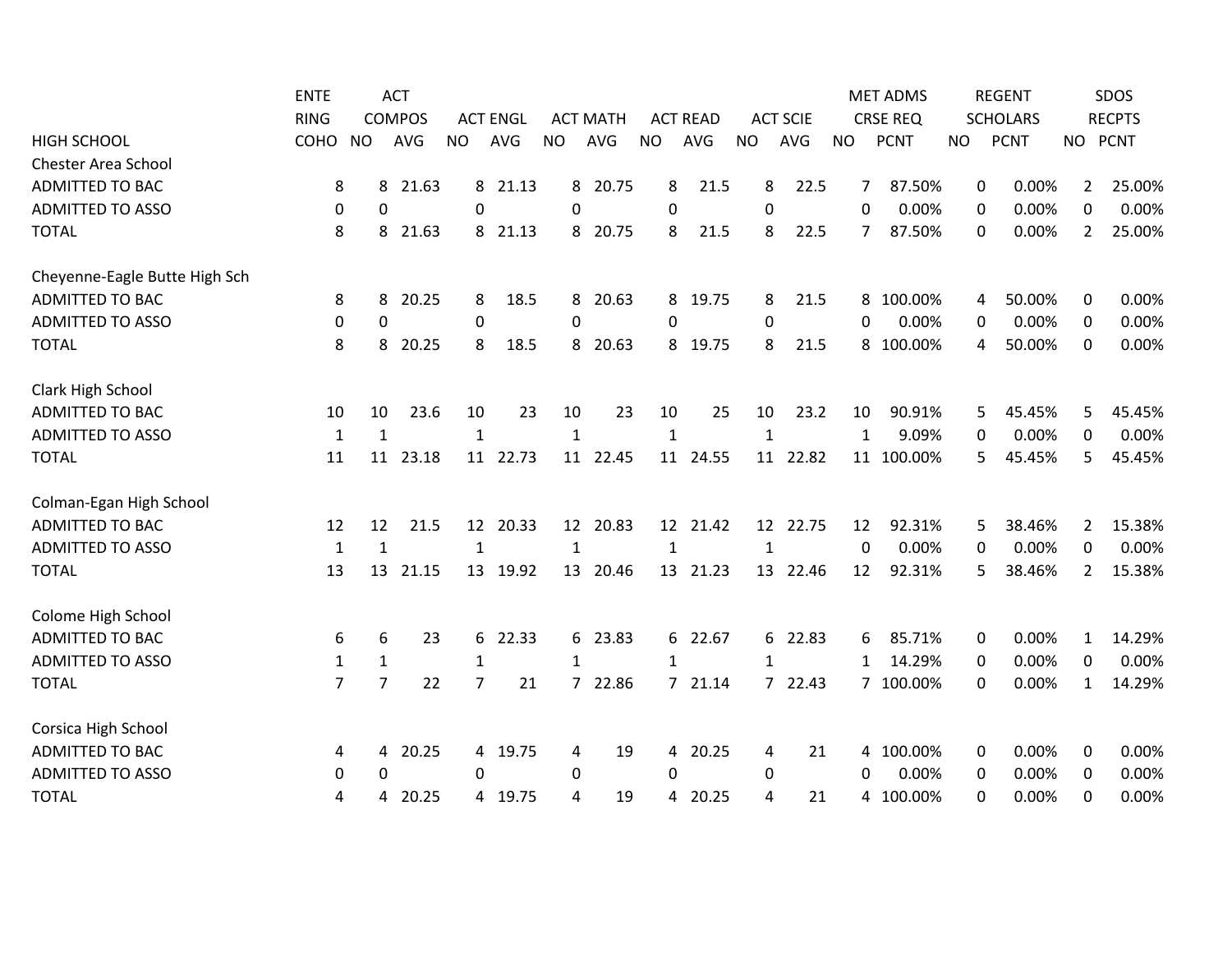| HIGH SCHOOL | ENTERING COHO | ACT COMPOS NO | ACT COMPOS AVG | ACT ENGL NO | ACT ENGL AVG | ACT MATH NO | ACT MATH AVG | ACT READ NO | ACT READ AVG | ACT SCIE NO | ACT SCIE AVG | MET ADMS CRSE REQ NO | MET ADMS CRSE REQ PCNT | REGENT SCHOLARS NO | REGENT SCHOLARS PCNT | SDOS RECPTS NO | SDOS RECPTS PCNT |
|---|---|---|---|---|---|---|---|---|---|---|---|---|---|---|---|---|---|
| Chester Area School | | | | | | | | | | | | | | | | | |
| ADMITTED TO BAC | 8 | 8 | 21.63 | 8 | 21.13 | 8 | 20.75 | 8 | 21.5 | 8 | 22.5 | 7 | 87.50% | 0 | 0.00% | 2 | 25.00% |
| ADMITTED TO ASSO | 0 | 0 | | 0 | | 0 | | 0 | | 0 | | 0 | 0.00% | 0 | 0.00% | 0 | 0.00% |
| TOTAL | 8 | 8 | 21.63 | 8 | 21.13 | 8 | 20.75 | 8 | 21.5 | 8 | 22.5 | 7 | 87.50% | 0 | 0.00% | 2 | 25.00% |
| | | | | | | | | | | | | | | | | | |
| Cheyenne-Eagle Butte High Sch | | | | | | | | | | | | | | | | | |
| ADMITTED TO BAC | 8 | 8 | 20.25 | 8 | 18.5 | 8 | 20.63 | 8 | 19.75 | 8 | 21.5 | 8 | 100.00% | 4 | 50.00% | 0 | 0.00% |
| ADMITTED TO ASSO | 0 | 0 | | 0 | | 0 | | 0 | | 0 | | 0 | 0.00% | 0 | 0.00% | 0 | 0.00% |
| TOTAL | 8 | 8 | 20.25 | 8 | 18.5 | 8 | 20.63 | 8 | 19.75 | 8 | 21.5 | 8 | 100.00% | 4 | 50.00% | 0 | 0.00% |
| | | | | | | | | | | | | | | | | | |
| Clark High School | | | | | | | | | | | | | | | | | |
| ADMITTED TO BAC | 10 | 10 | 23.6 | 10 | 23 | 10 | 23 | 10 | 25 | 10 | 23.2 | 10 | 90.91% | 5 | 45.45% | 5 | 45.45% |
| ADMITTED TO ASSO | 1 | 1 | | 1 | | 1 | | 1 | | 1 | | 1 | 9.09% | 0 | 0.00% | 0 | 0.00% |
| TOTAL | 11 | 11 | 23.18 | 11 | 22.73 | 11 | 22.45 | 11 | 24.55 | 11 | 22.82 | 11 | 100.00% | 5 | 45.45% | 5 | 45.45% |
| | | | | | | | | | | | | | | | | | |
| Colman-Egan High School | | | | | | | | | | | | | | | | | |
| ADMITTED TO BAC | 12 | 12 | 21.5 | 12 | 20.33 | 12 | 20.83 | 12 | 21.42 | 12 | 22.75 | 12 | 92.31% | 5 | 38.46% | 2 | 15.38% |
| ADMITTED TO ASSO | 1 | 1 | | 1 | | 1 | | 1 | | 1 | | 0 | 0.00% | 0 | 0.00% | 0 | 0.00% |
| TOTAL | 13 | 13 | 21.15 | 13 | 19.92 | 13 | 20.46 | 13 | 21.23 | 13 | 22.46 | 12 | 92.31% | 5 | 38.46% | 2 | 15.38% |
| | | | | | | | | | | | | | | | | | |
| Colome High School | | | | | | | | | | | | | | | | | |
| ADMITTED TO BAC | 6 | 6 | 23 | 6 | 22.33 | 6 | 23.83 | 6 | 22.67 | 6 | 22.83 | 6 | 85.71% | 0 | 0.00% | 1 | 14.29% |
| ADMITTED TO ASSO | 1 | 1 | | 1 | | 1 | | 1 | | 1 | | 1 | 14.29% | 0 | 0.00% | 0 | 0.00% |
| TOTAL | 7 | 7 | 22 | 7 | 21 | 7 | 22.86 | 7 | 21.14 | 7 | 22.43 | 7 | 100.00% | 0 | 0.00% | 1 | 14.29% |
| | | | | | | | | | | | | | | | | | |
| Corsica High School | | | | | | | | | | | | | | | | | |
| ADMITTED TO BAC | 4 | 4 | 20.25 | 4 | 19.75 | 4 | 19 | 4 | 20.25 | 4 | 21 | 4 | 100.00% | 0 | 0.00% | 0 | 0.00% |
| ADMITTED TO ASSO | 0 | 0 | | 0 | | 0 | | 0 | | 0 | | 0 | 0.00% | 0 | 0.00% | 0 | 0.00% |
| TOTAL | 4 | 4 | 20.25 | 4 | 19.75 | 4 | 19 | 4 | 20.25 | 4 | 21 | 4 | 100.00% | 0 | 0.00% | 0 | 0.00% |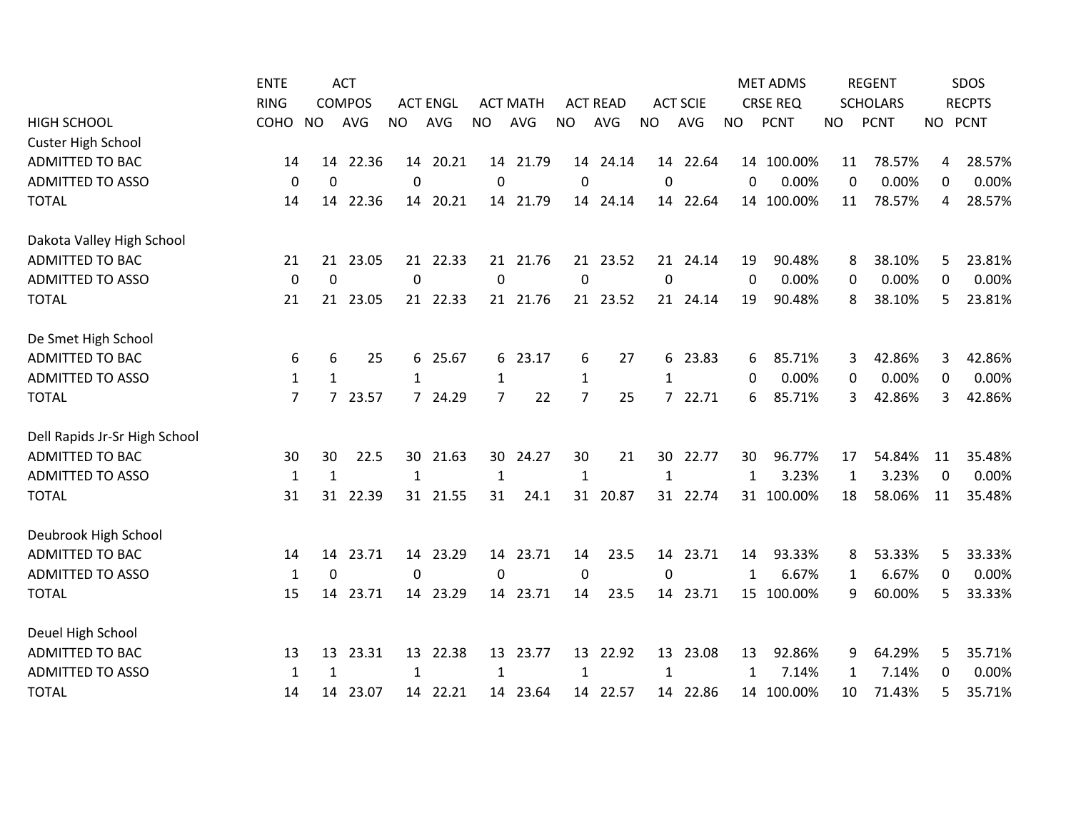| HIGH SCHOOL | ENTERING COHO | ACT COMPOS NO | ACT COMPOS AVG | ACT ENGL NO | ACT ENGL AVG | ACT MATH NO | ACT MATH AVG | ACT READ NO | ACT READ AVG | ACT SCIE NO | ACT SCIE AVG | MET ADMS CRSE REQ NO | MET ADMS CRSE REQ PCNT | REGENT SCHOLARS NO | REGENT SCHOLARS PCNT | SDOS RECPTS NO | SDOS RECPTS PCNT |
|---|---|---|---|---|---|---|---|---|---|---|---|---|---|---|---|---|---|
| Custer High School | | | | | | | | | | | | | | | | | |
| ADMITTED TO BAC | 14 | 14 | 22.36 | 14 | 20.21 | 14 | 21.79 | 14 | 24.14 | 14 | 22.64 | 14 | 100.00% | 11 | 78.57% | 4 | 28.57% |
| ADMITTED TO ASSO | 0 | 0 | | 0 | | 0 | | 0 | | 0 | | 0 | 0.00% | 0 | 0.00% | 0 | 0.00% |
| TOTAL | 14 | 14 | 22.36 | 14 | 20.21 | 14 | 21.79 | 14 | 24.14 | 14 | 22.64 | 14 | 100.00% | 11 | 78.57% | 4 | 28.57% |
| Dakota Valley High School | | | | | | | | | | | | | | | | | |
| ADMITTED TO BAC | 21 | 21 | 23.05 | 21 | 22.33 | 21 | 21.76 | 21 | 23.52 | 21 | 24.14 | 19 | 90.48% | 8 | 38.10% | 5 | 23.81% |
| ADMITTED TO ASSO | 0 | 0 | | 0 | | 0 | | 0 | | 0 | | 0 | 0.00% | 0 | 0.00% | 0 | 0.00% |
| TOTAL | 21 | 21 | 23.05 | 21 | 22.33 | 21 | 21.76 | 21 | 23.52 | 21 | 24.14 | 19 | 90.48% | 8 | 38.10% | 5 | 23.81% |
| De Smet High School | | | | | | | | | | | | | | | | | |
| ADMITTED TO BAC | 6 | 6 | 25 | 6 | 25.67 | 6 | 23.17 | 6 | 27 | 6 | 23.83 | 6 | 85.71% | 3 | 42.86% | 3 | 42.86% |
| ADMITTED TO ASSO | 1 | 1 | | 1 | | 1 | | 1 | | 1 | | 0 | 0.00% | 0 | 0.00% | 0 | 0.00% |
| TOTAL | 7 | 7 | 23.57 | 7 | 24.29 | 7 | 22 | 7 | 25 | 7 | 22.71 | 6 | 85.71% | 3 | 42.86% | 3 | 42.86% |
| Dell Rapids Jr-Sr High School | | | | | | | | | | | | | | | | | |
| ADMITTED TO BAC | 30 | 30 | 22.5 | 30 | 21.63 | 30 | 24.27 | 30 | 21 | 30 | 22.77 | 30 | 96.77% | 17 | 54.84% | 11 | 35.48% |
| ADMITTED TO ASSO | 1 | 1 | | 1 | | 1 | | 1 | | 1 | | 1 | 3.23% | 1 | 3.23% | 0 | 0.00% |
| TOTAL | 31 | 31 | 22.39 | 31 | 21.55 | 31 | 24.1 | 31 | 20.87 | 31 | 22.74 | 31 | 100.00% | 18 | 58.06% | 11 | 35.48% |
| Deubrook High School | | | | | | | | | | | | | | | | | |
| ADMITTED TO BAC | 14 | 14 | 23.71 | 14 | 23.29 | 14 | 23.71 | 14 | 23.5 | 14 | 23.71 | 14 | 93.33% | 8 | 53.33% | 5 | 33.33% |
| ADMITTED TO ASSO | 1 | 0 | | 0 | | 0 | | 0 | | 0 | | 1 | 6.67% | 1 | 6.67% | 0 | 0.00% |
| TOTAL | 15 | 14 | 23.71 | 14 | 23.29 | 14 | 23.71 | 14 | 23.5 | 14 | 23.71 | 15 | 100.00% | 9 | 60.00% | 5 | 33.33% |
| Deuel High School | | | | | | | | | | | | | | | | | |
| ADMITTED TO BAC | 13 | 13 | 23.31 | 13 | 22.38 | 13 | 23.77 | 13 | 22.92 | 13 | 23.08 | 13 | 92.86% | 9 | 64.29% | 5 | 35.71% |
| ADMITTED TO ASSO | 1 | 1 | | 1 | | 1 | | 1 | | 1 | | 1 | 7.14% | 1 | 7.14% | 0 | 0.00% |
| TOTAL | 14 | 14 | 23.07 | 14 | 22.21 | 14 | 23.64 | 14 | 22.57 | 14 | 22.86 | 14 | 100.00% | 10 | 71.43% | 5 | 35.71% |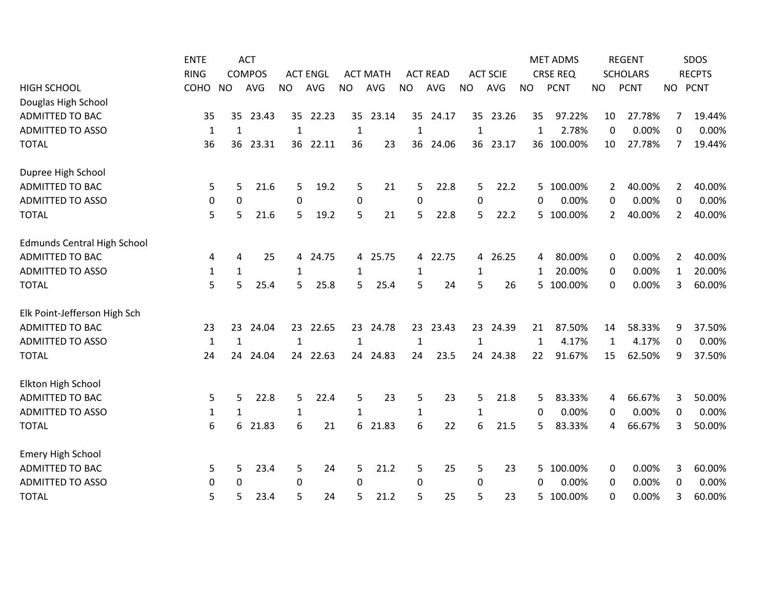| HIGH SCHOOL | ENTERING COHO | ACT COMPOS NO | ACT COMPOS AVG | ACT ENGL NO | ACT ENGL AVG | ACT MATH NO | ACT MATH AVG | ACT READ NO | ACT READ AVG | ACT SCIE NO | ACT SCIE AVG | MET ADMS CRSE REQ NO | MET ADMS CRSE REQ PCNT | REGENT SCHOLARS NO | REGENT SCHOLARS PCNT | SDOS RECPTS NO | SDOS RECPTS PCNT |
|---|---|---|---|---|---|---|---|---|---|---|---|---|---|---|---|---|---|
| Douglas High School | | | | | | | | | | | | | | | | | |
| ADMITTED TO BAC | 35 | 35 | 23.43 | 35 | 22.23 | 35 | 23.14 | 35 | 24.17 | 35 | 23.26 | 35 | 97.22% | 10 | 27.78% | 7 | 19.44% |
| ADMITTED TO ASSO | 1 | 1 | | 1 | | 1 | | 1 | | 1 | | 1 | 2.78% | 0 | 0.00% | 0 | 0.00% |
| TOTAL | 36 | 36 | 23.31 | 36 | 22.11 | 36 | 23 | 36 | 24.06 | 36 | 23.17 | 36 | 100.00% | 10 | 27.78% | 7 | 19.44% |
| Dupree High School | | | | | | | | | | | | | | | | | |
| ADMITTED TO BAC | 5 | 5 | 21.6 | 5 | 19.2 | 5 | 21 | 5 | 22.8 | 5 | 22.2 | 5 | 100.00% | 2 | 40.00% | 2 | 40.00% |
| ADMITTED TO ASSO | 0 | 0 | | 0 | | 0 | | 0 | | 0 | | 0 | 0.00% | 0 | 0.00% | 0 | 0.00% |
| TOTAL | 5 | 5 | 21.6 | 5 | 19.2 | 5 | 21 | 5 | 22.8 | 5 | 22.2 | 5 | 100.00% | 2 | 40.00% | 2 | 40.00% |
| Edmunds Central High School | | | | | | | | | | | | | | | | | |
| ADMITTED TO BAC | 4 | 4 | 25 | 4 | 24.75 | 4 | 25.75 | 4 | 22.75 | 4 | 26.25 | 4 | 80.00% | 0 | 0.00% | 2 | 40.00% |
| ADMITTED TO ASSO | 1 | 1 | | 1 | | 1 | | 1 | | 1 | | 1 | 20.00% | 0 | 0.00% | 1 | 20.00% |
| TOTAL | 5 | 5 | 25.4 | 5 | 25.8 | 5 | 25.4 | 5 | 24 | 5 | 26 | 5 | 100.00% | 0 | 0.00% | 3 | 60.00% |
| Elk Point-Jefferson High Sch | | | | | | | | | | | | | | | | | |
| ADMITTED TO BAC | 23 | 23 | 24.04 | 23 | 22.65 | 23 | 24.78 | 23 | 23.43 | 23 | 24.39 | 21 | 87.50% | 14 | 58.33% | 9 | 37.50% |
| ADMITTED TO ASSO | 1 | 1 | | 1 | | 1 | | 1 | | 1 | | 1 | 4.17% | 1 | 4.17% | 0 | 0.00% |
| TOTAL | 24 | 24 | 24.04 | 24 | 22.63 | 24 | 24.83 | 24 | 23.5 | 24 | 24.38 | 22 | 91.67% | 15 | 62.50% | 9 | 37.50% |
| Elkton High School | | | | | | | | | | | | | | | | | |
| ADMITTED TO BAC | 5 | 5 | 22.8 | 5 | 22.4 | 5 | 23 | 5 | 23 | 5 | 21.8 | 5 | 83.33% | 4 | 66.67% | 3 | 50.00% |
| ADMITTED TO ASSO | 1 | 1 | | 1 | | 1 | | 1 | | 1 | | 0 | 0.00% | 0 | 0.00% | 0 | 0.00% |
| TOTAL | 6 | 6 | 21.83 | 6 | 21 | 6 | 21.83 | 6 | 22 | 6 | 21.5 | 5 | 83.33% | 4 | 66.67% | 3 | 50.00% |
| Emery High School | | | | | | | | | | | | | | | | | |
| ADMITTED TO BAC | 5 | 5 | 23.4 | 5 | 24 | 5 | 21.2 | 5 | 25 | 5 | 23 | 5 | 100.00% | 0 | 0.00% | 3 | 60.00% |
| ADMITTED TO ASSO | 0 | 0 | | 0 | | 0 | | 0 | | 0 | | 0 | 0.00% | 0 | 0.00% | 0 | 0.00% |
| TOTAL | 5 | 5 | 23.4 | 5 | 24 | 5 | 21.2 | 5 | 25 | 5 | 23 | 5 | 100.00% | 0 | 0.00% | 3 | 60.00% |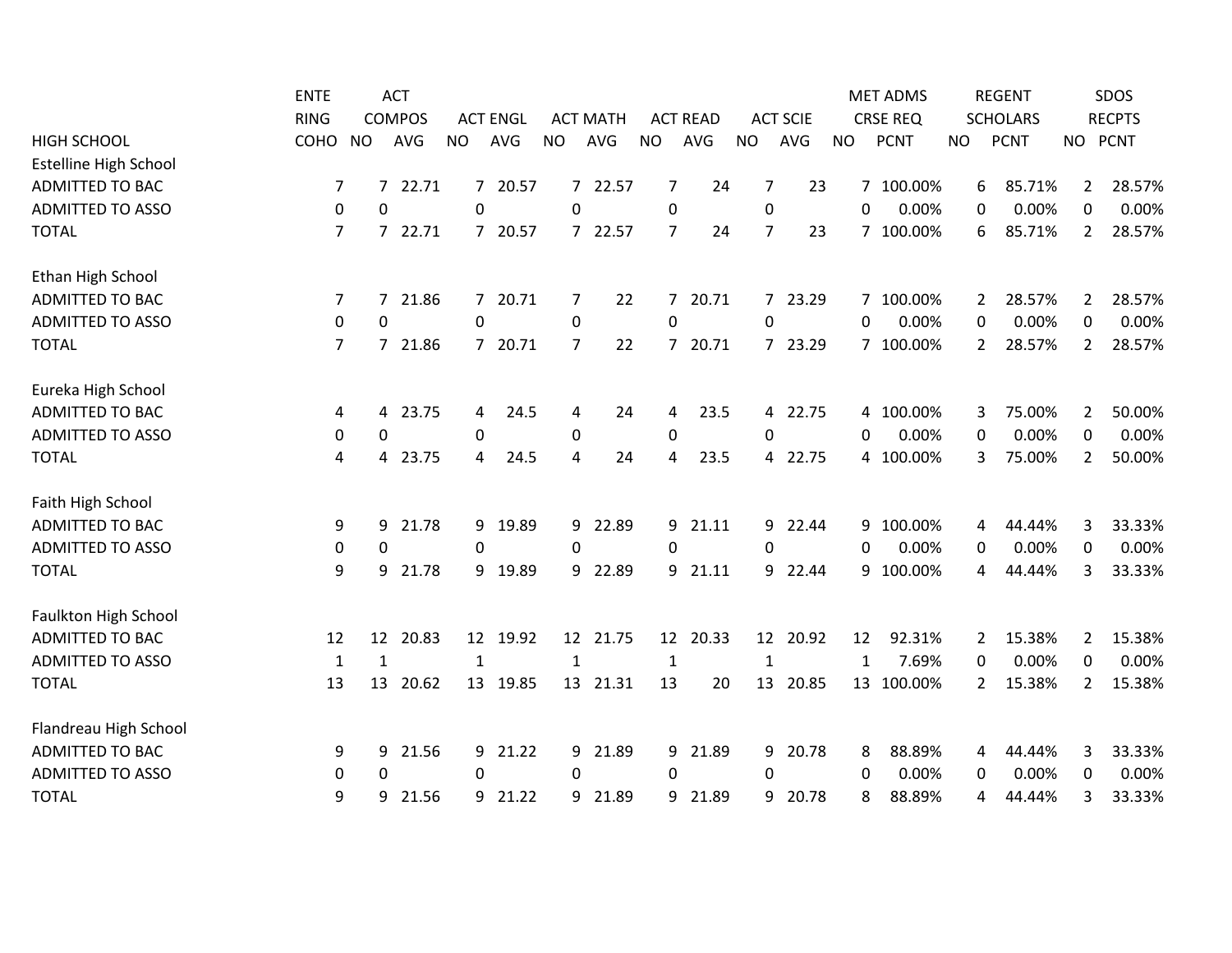| HIGH SCHOOL | ENTERING COHO | ACT COMPOS NO | ACT COMPOS AVG | ACT ENGL NO | ACT ENGL AVG | ACT MATH NO | ACT MATH AVG | ACT READ NO | ACT READ AVG | ACT SCIE NO | ACT SCIE AVG | MET ADMS CRSE REQ NO | MET ADMS CRSE REQ PCNT | REGENT SCHOLARS NO | REGENT SCHOLARS PCNT | SDOS RECPTS NO | SDOS RECPTS PCNT |
|---|---|---|---|---|---|---|---|---|---|---|---|---|---|---|---|---|---|
| Estelline High School | | | | | | | | | | | | | | | | | |
| ADMITTED TO BAC | 7 | 7 | 22.71 | 7 | 20.57 | 7 | 22.57 | 7 | 24 | 7 | 23 | 7 | 100.00% | 6 | 85.71% | 2 | 28.57% |
| ADMITTED TO ASSO | 0 | 0 | | 0 | | 0 | | 0 | | 0 | | 0 | 0.00% | 0 | 0.00% | 0 | 0.00% |
| TOTAL | 7 | 7 | 22.71 | 7 | 20.57 | 7 | 22.57 | 7 | 24 | 7 | 23 | 7 | 100.00% | 6 | 85.71% | 2 | 28.57% |
| Ethan High School | | | | | | | | | | | | | | | | | |
| ADMITTED TO BAC | 7 | 7 | 21.86 | 7 | 20.71 | 7 | 22 | 7 | 20.71 | 7 | 23.29 | 7 | 100.00% | 2 | 28.57% | 2 | 28.57% |
| ADMITTED TO ASSO | 0 | 0 | | 0 | | 0 | | 0 | | 0 | | 0 | 0.00% | 0 | 0.00% | 0 | 0.00% |
| TOTAL | 7 | 7 | 21.86 | 7 | 20.71 | 7 | 22 | 7 | 20.71 | 7 | 23.29 | 7 | 100.00% | 2 | 28.57% | 2 | 28.57% |
| Eureka High School | | | | | | | | | | | | | | | | | |
| ADMITTED TO BAC | 4 | 4 | 23.75 | 4 | 24.5 | 4 | 24 | 4 | 23.5 | 4 | 22.75 | 4 | 100.00% | 3 | 75.00% | 2 | 50.00% |
| ADMITTED TO ASSO | 0 | 0 | | 0 | | 0 | | 0 | | 0 | | 0 | 0.00% | 0 | 0.00% | 0 | 0.00% |
| TOTAL | 4 | 4 | 23.75 | 4 | 24.5 | 4 | 24 | 4 | 23.5 | 4 | 22.75 | 4 | 100.00% | 3 | 75.00% | 2 | 50.00% |
| Faith High School | | | | | | | | | | | | | | | | | |
| ADMITTED TO BAC | 9 | 9 | 21.78 | 9 | 19.89 | 9 | 22.89 | 9 | 21.11 | 9 | 22.44 | 9 | 100.00% | 4 | 44.44% | 3 | 33.33% |
| ADMITTED TO ASSO | 0 | 0 | | 0 | | 0 | | 0 | | 0 | | 0 | 0.00% | 0 | 0.00% | 0 | 0.00% |
| TOTAL | 9 | 9 | 21.78 | 9 | 19.89 | 9 | 22.89 | 9 | 21.11 | 9 | 22.44 | 9 | 100.00% | 4 | 44.44% | 3 | 33.33% |
| Faulkton High School | | | | | | | | | | | | | | | | | |
| ADMITTED TO BAC | 12 | 12 | 20.83 | 12 | 19.92 | 12 | 21.75 | 12 | 20.33 | 12 | 20.92 | 12 | 92.31% | 2 | 15.38% | 2 | 15.38% |
| ADMITTED TO ASSO | 1 | 1 | | 1 | | 1 | | 1 | | 1 | | 1 | 7.69% | 0 | 0.00% | 0 | 0.00% |
| TOTAL | 13 | 13 | 20.62 | 13 | 19.85 | 13 | 21.31 | 13 | 20 | 13 | 20.85 | 13 | 100.00% | 2 | 15.38% | 2 | 15.38% |
| Flandreau High School | | | | | | | | | | | | | | | | | |
| ADMITTED TO BAC | 9 | 9 | 21.56 | 9 | 21.22 | 9 | 21.89 | 9 | 21.89 | 9 | 20.78 | 8 | 88.89% | 4 | 44.44% | 3 | 33.33% |
| ADMITTED TO ASSO | 0 | 0 | | 0 | | 0 | | 0 | | 0 | | 0 | 0.00% | 0 | 0.00% | 0 | 0.00% |
| TOTAL | 9 | 9 | 21.56 | 9 | 21.22 | 9 | 21.89 | 9 | 21.89 | 9 | 20.78 | 8 | 88.89% | 4 | 44.44% | 3 | 33.33% |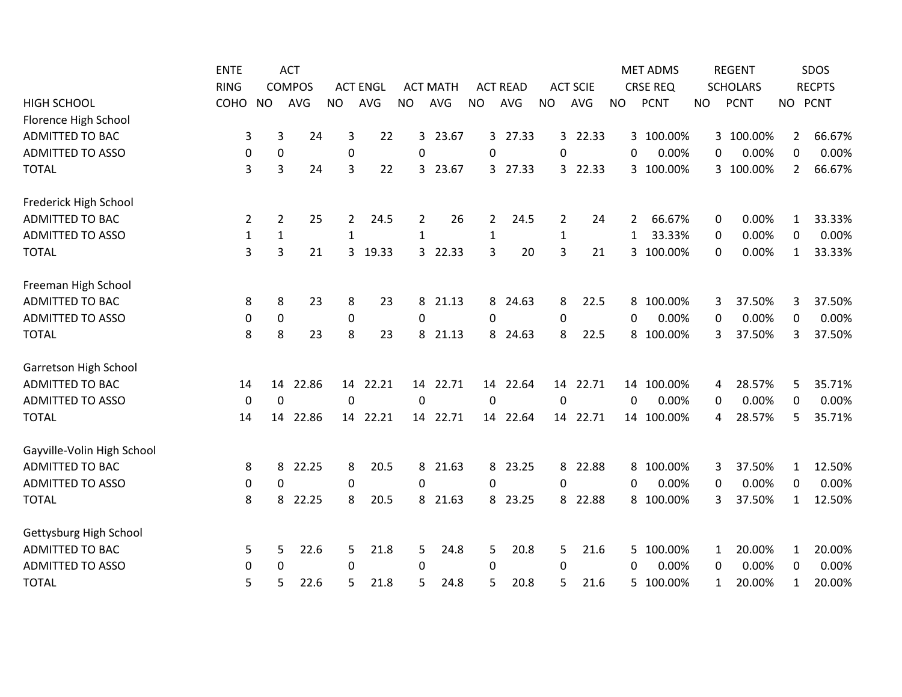| HIGH SCHOOL | ENTERING COHO | ACT COMPOS NO | ACT COMPOS AVG | ACT ENGL NO | ACT ENGL AVG | ACT MATH NO | ACT MATH AVG | ACT READ NO | ACT READ AVG | ACT SCIE NO | ACT SCIE AVG | MET ADMS CRSE REQ NO | MET ADMS CRSE REQ PCNT | REGENT SCHOLARS NO | REGENT SCHOLARS PCNT | SDOS RECPTS NO | SDOS RECPTS PCNT |
|---|---|---|---|---|---|---|---|---|---|---|---|---|---|---|---|---|---|
| Florence High School | | | | | | | | | | | | | | | | | |
| ADMITTED TO BAC | 3 | 3 | 24 | 3 | 22 | 3 | 23.67 | 3 | 27.33 | 3 | 22.33 | 3 | 100.00% | 3 | 100.00% | 2 | 66.67% |
| ADMITTED TO ASSO | 0 | 0 | | 0 | | 0 | | 0 | | 0 | | 0 | 0.00% | 0 | 0.00% | 0 | 0.00% |
| TOTAL | 3 | 3 | 24 | 3 | 22 | 3 | 23.67 | 3 | 27.33 | 3 | 22.33 | 3 | 100.00% | 3 | 100.00% | 2 | 66.67% |
| Frederick High School | | | | | | | | | | | | | | | | | |
| ADMITTED TO BAC | 2 | 2 | 25 | 2 | 24.5 | 2 | 26 | 2 | 24.5 | 2 | 24 | 2 | 66.67% | 0 | 0.00% | 1 | 33.33% |
| ADMITTED TO ASSO | 1 | 1 | | 1 | | 1 | | 1 | | 1 | | 1 | 33.33% | 0 | 0.00% | 0 | 0.00% |
| TOTAL | 3 | 3 | 21 | 3 | 19.33 | 3 | 22.33 | 3 | 20 | 3 | 21 | 3 | 100.00% | 0 | 0.00% | 1 | 33.33% |
| Freeman High School | | | | | | | | | | | | | | | | | |
| ADMITTED TO BAC | 8 | 8 | 23 | 8 | 23 | 8 | 21.13 | 8 | 24.63 | 8 | 22.5 | 8 | 100.00% | 3 | 37.50% | 3 | 37.50% |
| ADMITTED TO ASSO | 0 | 0 | | 0 | | 0 | | 0 | | 0 | | 0 | 0.00% | 0 | 0.00% | 0 | 0.00% |
| TOTAL | 8 | 8 | 23 | 8 | 23 | 8 | 21.13 | 8 | 24.63 | 8 | 22.5 | 8 | 100.00% | 3 | 37.50% | 3 | 37.50% |
| Garretson High School | | | | | | | | | | | | | | | | | |
| ADMITTED TO BAC | 14 | 14 | 22.86 | 14 | 22.21 | 14 | 22.71 | 14 | 22.64 | 14 | 22.71 | 14 | 100.00% | 4 | 28.57% | 5 | 35.71% |
| ADMITTED TO ASSO | 0 | 0 | | 0 | | 0 | | 0 | | 0 | | 0 | 0.00% | 0 | 0.00% | 0 | 0.00% |
| TOTAL | 14 | 14 | 22.86 | 14 | 22.21 | 14 | 22.71 | 14 | 22.64 | 14 | 22.71 | 14 | 100.00% | 4 | 28.57% | 5 | 35.71% |
| Gayville-Volin High School | | | | | | | | | | | | | | | | | |
| ADMITTED TO BAC | 8 | 8 | 22.25 | 8 | 20.5 | 8 | 21.63 | 8 | 23.25 | 8 | 22.88 | 8 | 100.00% | 3 | 37.50% | 1 | 12.50% |
| ADMITTED TO ASSO | 0 | 0 | | 0 | | 0 | | 0 | | 0 | | 0 | 0.00% | 0 | 0.00% | 0 | 0.00% |
| TOTAL | 8 | 8 | 22.25 | 8 | 20.5 | 8 | 21.63 | 8 | 23.25 | 8 | 22.88 | 8 | 100.00% | 3 | 37.50% | 1 | 12.50% |
| Gettysburg High School | | | | | | | | | | | | | | | | | |
| ADMITTED TO BAC | 5 | 5 | 22.6 | 5 | 21.8 | 5 | 24.8 | 5 | 20.8 | 5 | 21.6 | 5 | 100.00% | 1 | 20.00% | 1 | 20.00% |
| ADMITTED TO ASSO | 0 | 0 | | 0 | | 0 | | 0 | | 0 | | 0 | 0.00% | 0 | 0.00% | 0 | 0.00% |
| TOTAL | 5 | 5 | 22.6 | 5 | 21.8 | 5 | 24.8 | 5 | 20.8 | 5 | 21.6 | 5 | 100.00% | 1 | 20.00% | 1 | 20.00% |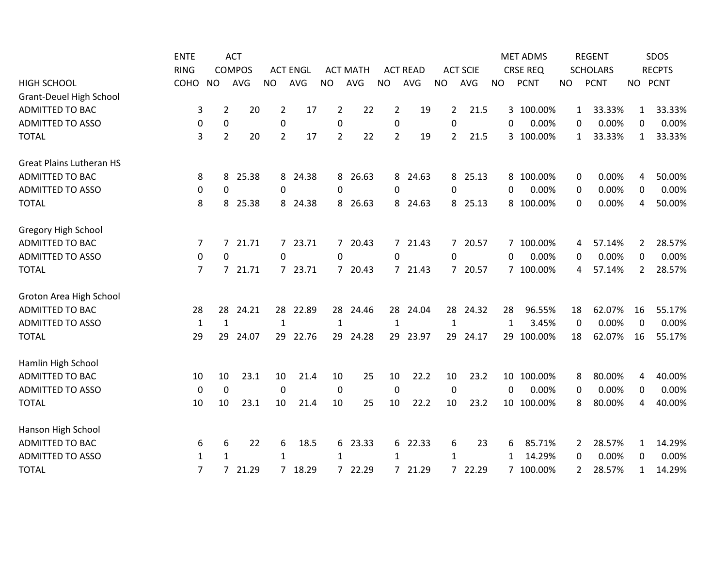| HIGH SCHOOL | ENTERING COHO | ACT COMPOS NO | ACT COMPOS AVG | ACT ENGL NO | ACT ENGL AVG | ACT MATH NO | ACT MATH AVG | ACT READ NO | ACT READ AVG | ACT SCIE NO | ACT SCIE AVG | MET ADMS CRSE REQ NO | MET ADMS CRSE REQ PCNT | REGENT SCHOLARS NO | REGENT SCHOLARS PCNT | SDOS RECPTS NO | SDOS RECPTS PCNT |
|---|---|---|---|---|---|---|---|---|---|---|---|---|---|---|---|---|---|
| Grant-Deuel High School | | | | | | | | | | | | | | | | | |
| ADMITTED TO BAC | 3 | 2 | 20 | 2 | 17 | 2 | 22 | 2 | 19 | 2 | 21.5 | 3 | 100.00% | 1 | 33.33% | 1 | 33.33% |
| ADMITTED TO ASSO | 0 | 0 | | 0 | | 0 | | 0 | | 0 | | 0 | 0.00% | 0 | 0.00% | 0 | 0.00% |
| TOTAL | 3 | 2 | 20 | 2 | 17 | 2 | 22 | 2 | 19 | 2 | 21.5 | 3 | 100.00% | 1 | 33.33% | 1 | 33.33% |
| Great Plains Lutheran HS | | | | | | | | | | | | | | | | | |
| ADMITTED TO BAC | 8 | 8 | 25.38 | 8 | 24.38 | 8 | 26.63 | 8 | 24.63 | 8 | 25.13 | 8 | 100.00% | 0 | 0.00% | 4 | 50.00% |
| ADMITTED TO ASSO | 0 | 0 | | 0 | | 0 | | 0 | | 0 | | 0 | 0.00% | 0 | 0.00% | 0 | 0.00% |
| TOTAL | 8 | 8 | 25.38 | 8 | 24.38 | 8 | 26.63 | 8 | 24.63 | 8 | 25.13 | 8 | 100.00% | 0 | 0.00% | 4 | 50.00% |
| Gregory High School | | | | | | | | | | | | | | | | | |
| ADMITTED TO BAC | 7 | 7 | 21.71 | 7 | 23.71 | 7 | 20.43 | 7 | 21.43 | 7 | 20.57 | 7 | 100.00% | 4 | 57.14% | 2 | 28.57% |
| ADMITTED TO ASSO | 0 | 0 | | 0 | | 0 | | 0 | | 0 | | 0 | 0.00% | 0 | 0.00% | 0 | 0.00% |
| TOTAL | 7 | 7 | 21.71 | 7 | 23.71 | 7 | 20.43 | 7 | 21.43 | 7 | 20.57 | 7 | 100.00% | 4 | 57.14% | 2 | 28.57% |
| Groton Area High School | | | | | | | | | | | | | | | | | |
| ADMITTED TO BAC | 28 | 28 | 24.21 | 28 | 22.89 | 28 | 24.46 | 28 | 24.04 | 28 | 24.32 | 28 | 96.55% | 18 | 62.07% | 16 | 55.17% |
| ADMITTED TO ASSO | 1 | 1 | | 1 | | 1 | | 1 | | 1 | | 1 | 3.45% | 0 | 0.00% | 0 | 0.00% |
| TOTAL | 29 | 29 | 24.07 | 29 | 22.76 | 29 | 24.28 | 29 | 23.97 | 29 | 24.17 | 29 | 100.00% | 18 | 62.07% | 16 | 55.17% |
| Hamlin High School | | | | | | | | | | | | | | | | | |
| ADMITTED TO BAC | 10 | 10 | 23.1 | 10 | 21.4 | 10 | 25 | 10 | 22.2 | 10 | 23.2 | 10 | 100.00% | 8 | 80.00% | 4 | 40.00% |
| ADMITTED TO ASSO | 0 | 0 | | 0 | | 0 | | 0 | | 0 | | 0 | 0.00% | 0 | 0.00% | 0 | 0.00% |
| TOTAL | 10 | 10 | 23.1 | 10 | 21.4 | 10 | 25 | 10 | 22.2 | 10 | 23.2 | 10 | 100.00% | 8 | 80.00% | 4 | 40.00% |
| Hanson High School | | | | | | | | | | | | | | | | | |
| ADMITTED TO BAC | 6 | 6 | 22 | 6 | 18.5 | 6 | 23.33 | 6 | 22.33 | 6 | 23 | 6 | 85.71% | 2 | 28.57% | 1 | 14.29% |
| ADMITTED TO ASSO | 1 | 1 | | 1 | | 1 | | 1 | | 1 | | 1 | 14.29% | 0 | 0.00% | 0 | 0.00% |
| TOTAL | 7 | 7 | 21.29 | 7 | 18.29 | 7 | 22.29 | 7 | 21.29 | 7 | 22.29 | 7 | 100.00% | 2 | 28.57% | 1 | 14.29% |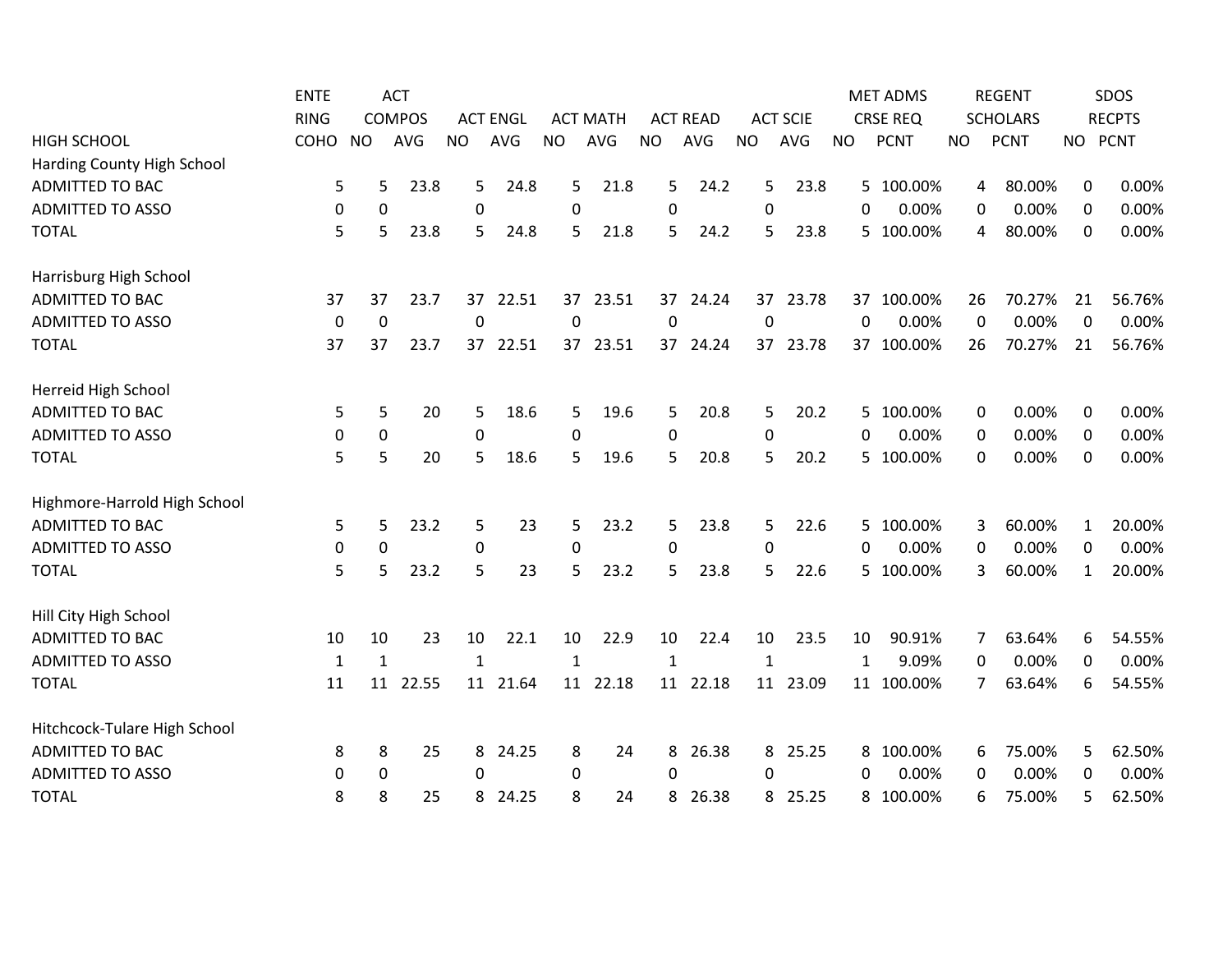| HIGH SCHOOL | ENTERING COHO | ACT COMPOS NO | ACT COMPOS AVG | ACT ENGL NO | ACT ENGL AVG | ACT MATH NO | ACT MATH AVG | ACT READ NO | ACT READ AVG | ACT SCIE NO | ACT SCIE AVG | MET ADMS CRSE REQ NO | MET ADMS CRSE REQ PCNT | REGENT SCHOLARS NO | REGENT SCHOLARS PCNT | SDOS RECPTS NO | SDOS RECPTS PCNT |
|---|---|---|---|---|---|---|---|---|---|---|---|---|---|---|---|---|---|
| Harding County High School | | | | | | | | | | | | | | | | | |
| ADMITTED TO BAC | 5 | 5 | 23.8 | 5 | 24.8 | 5 | 21.8 | 5 | 24.2 | 5 | 23.8 | 5 | 100.00% | 4 | 80.00% | 0 | 0.00% |
| ADMITTED TO ASSO | 0 | 0 | | 0 | | 0 | | 0 | | 0 | | 0 | 0.00% | 0 | 0.00% | 0 | 0.00% |
| TOTAL | 5 | 5 | 23.8 | 5 | 24.8 | 5 | 21.8 | 5 | 24.2 | 5 | 23.8 | 5 | 100.00% | 4 | 80.00% | 0 | 0.00% |
| Harrisburg High School | | | | | | | | | | | | | | | | | |
| ADMITTED TO BAC | 37 | 37 | 23.7 | 37 | 22.51 | 37 | 23.51 | 37 | 24.24 | 37 | 23.78 | 37 | 100.00% | 26 | 70.27% | 21 | 56.76% |
| ADMITTED TO ASSO | 0 | 0 | | 0 | | 0 | | 0 | | 0 | | 0 | 0.00% | 0 | 0.00% | 0 | 0.00% |
| TOTAL | 37 | 37 | 23.7 | 37 | 22.51 | 37 | 23.51 | 37 | 24.24 | 37 | 23.78 | 37 | 100.00% | 26 | 70.27% | 21 | 56.76% |
| Herreid High School | | | | | | | | | | | | | | | | | |
| ADMITTED TO BAC | 5 | 5 | 20 | 5 | 18.6 | 5 | 19.6 | 5 | 20.8 | 5 | 20.2 | 5 | 100.00% | 0 | 0.00% | 0 | 0.00% |
| ADMITTED TO ASSO | 0 | 0 | | 0 | | 0 | | 0 | | 0 | | 0 | 0.00% | 0 | 0.00% | 0 | 0.00% |
| TOTAL | 5 | 5 | 20 | 5 | 18.6 | 5 | 19.6 | 5 | 20.8 | 5 | 20.2 | 5 | 100.00% | 0 | 0.00% | 0 | 0.00% |
| Highmore-Harrold High School | | | | | | | | | | | | | | | | | |
| ADMITTED TO BAC | 5 | 5 | 23.2 | 5 | 23 | 5 | 23.2 | 5 | 23.8 | 5 | 22.6 | 5 | 100.00% | 3 | 60.00% | 1 | 20.00% |
| ADMITTED TO ASSO | 0 | 0 | | 0 | | 0 | | 0 | | 0 | | 0 | 0.00% | 0 | 0.00% | 0 | 0.00% |
| TOTAL | 5 | 5 | 23.2 | 5 | 23 | 5 | 23.2 | 5 | 23.8 | 5 | 22.6 | 5 | 100.00% | 3 | 60.00% | 1 | 20.00% |
| Hill City High School | | | | | | | | | | | | | | | | | |
| ADMITTED TO BAC | 10 | 10 | 23 | 10 | 22.1 | 10 | 22.9 | 10 | 22.4 | 10 | 23.5 | 10 | 90.91% | 7 | 63.64% | 6 | 54.55% |
| ADMITTED TO ASSO | 1 | 1 | | 1 | | 1 | | 1 | | 1 | | 1 | 9.09% | 0 | 0.00% | 0 | 0.00% |
| TOTAL | 11 | 11 | 22.55 | 11 | 21.64 | 11 | 22.18 | 11 | 22.18 | 11 | 23.09 | 11 | 100.00% | 7 | 63.64% | 6 | 54.55% |
| Hitchcock-Tulare High School | | | | | | | | | | | | | | | | | |
| ADMITTED TO BAC | 8 | 8 | 25 | 8 | 24.25 | 8 | 24 | 8 | 26.38 | 8 | 25.25 | 8 | 100.00% | 6 | 75.00% | 5 | 62.50% |
| ADMITTED TO ASSO | 0 | 0 | | 0 | | 0 | | 0 | | 0 | | 0 | 0.00% | 0 | 0.00% | 0 | 0.00% |
| TOTAL | 8 | 8 | 25 | 8 | 24.25 | 8 | 24 | 8 | 26.38 | 8 | 25.25 | 8 | 100.00% | 6 | 75.00% | 5 | 62.50% |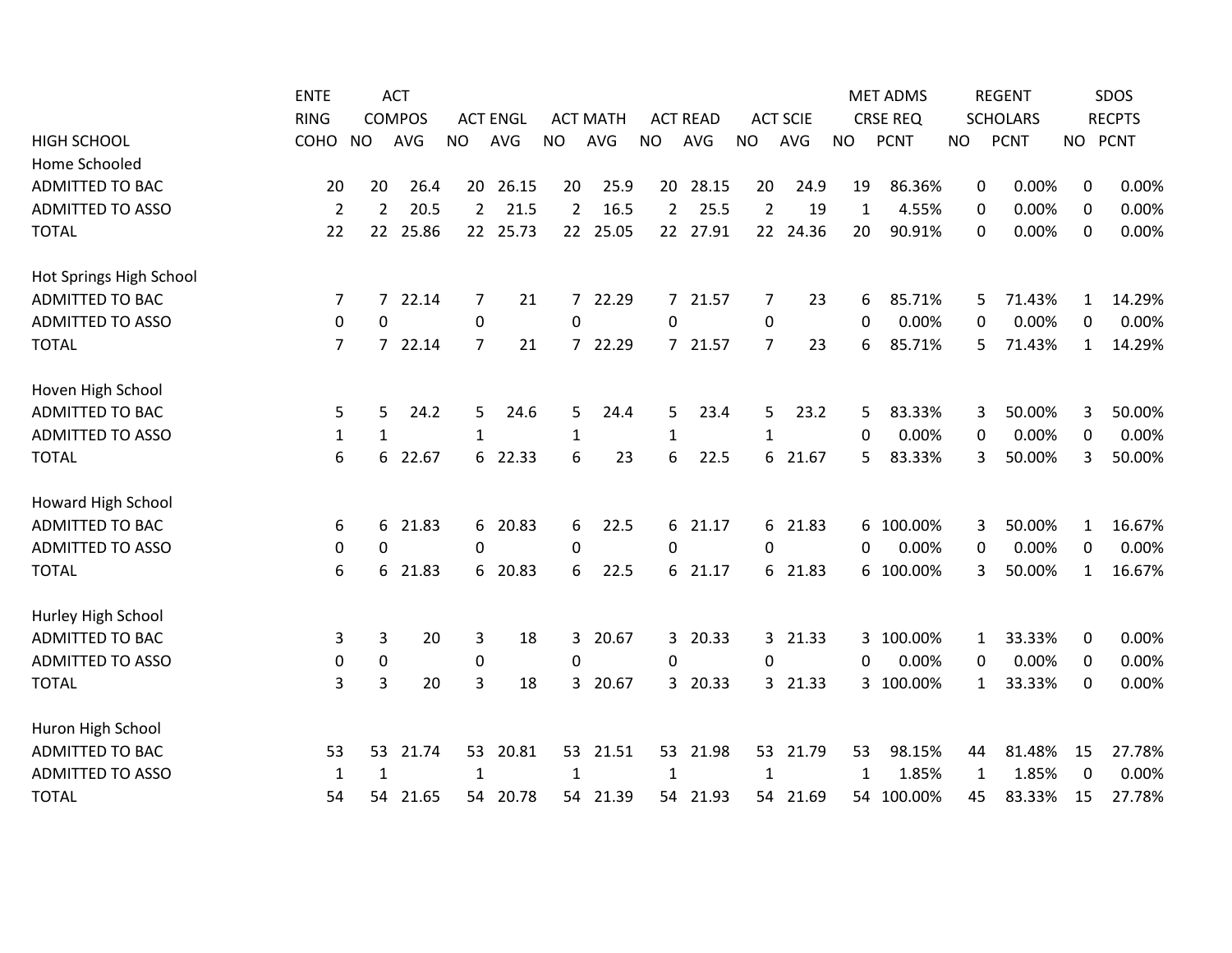| HIGH SCHOOL | ENTERING COHO | ACT COMPOS NO | ACT COMPOS AVG | ACT ENGL NO | ACT ENGL AVG | ACT MATH NO | ACT MATH AVG | ACT READ NO | ACT READ AVG | ACT SCIE NO | ACT SCIE AVG | MET ADMS CRSE REQ NO | MET ADMS CRSE REQ PCNT | REGENT SCHOLARS NO | REGENT SCHOLARS PCNT | SDOS RECPTS NO | SDOS RECPTS PCNT |
|---|---|---|---|---|---|---|---|---|---|---|---|---|---|---|---|---|---|
| Home Schooled | | | | | | | | | | | | | | | | | |
| ADMITTED TO BAC | 20 | 20 | 26.4 | 20 | 26.15 | 20 | 25.9 | 20 | 28.15 | 20 | 24.9 | 19 | 86.36% | 0 | 0.00% | 0 | 0.00% |
| ADMITTED TO ASSO | 2 | 2 | 20.5 | 2 | 21.5 | 2 | 16.5 | 2 | 25.5 | 2 | 19 | 1 | 4.55% | 0 | 0.00% | 0 | 0.00% |
| TOTAL | 22 | 22 | 25.86 | 22 | 25.73 | 22 | 25.05 | 22 | 27.91 | 22 | 24.36 | 20 | 90.91% | 0 | 0.00% | 0 | 0.00% |
| Hot Springs High School | | | | | | | | | | | | | | | | | |
| ADMITTED TO BAC | 7 | 7 | 22.14 | 7 | 21 | 7 | 22.29 | 7 | 21.57 | 7 | 23 | 6 | 85.71% | 5 | 71.43% | 1 | 14.29% |
| ADMITTED TO ASSO | 0 | 0 | | 0 | | 0 | | 0 | | 0 | | 0 | 0.00% | 0 | 0.00% | 0 | 0.00% |
| TOTAL | 7 | 7 | 22.14 | 7 | 21 | 7 | 22.29 | 7 | 21.57 | 7 | 23 | 6 | 85.71% | 5 | 71.43% | 1 | 14.29% |
| Hoven High School | | | | | | | | | | | | | | | | | |
| ADMITTED TO BAC | 5 | 5 | 24.2 | 5 | 24.6 | 5 | 24.4 | 5 | 23.4 | 5 | 23.2 | 5 | 83.33% | 3 | 50.00% | 3 | 50.00% |
| ADMITTED TO ASSO | 1 | 1 | | 1 | | 1 | | 1 | | 1 | | 0 | 0.00% | 0 | 0.00% | 0 | 0.00% |
| TOTAL | 6 | 6 | 22.67 | 6 | 22.33 | 6 | 23 | 6 | 22.5 | 6 | 21.67 | 5 | 83.33% | 3 | 50.00% | 3 | 50.00% |
| Howard High School | | | | | | | | | | | | | | | | | |
| ADMITTED TO BAC | 6 | 6 | 21.83 | 6 | 20.83 | 6 | 22.5 | 6 | 21.17 | 6 | 21.83 | 6 | 100.00% | 3 | 50.00% | 1 | 16.67% |
| ADMITTED TO ASSO | 0 | 0 | | 0 | | 0 | | 0 | | 0 | | 0 | 0.00% | 0 | 0.00% | 0 | 0.00% |
| TOTAL | 6 | 6 | 21.83 | 6 | 20.83 | 6 | 22.5 | 6 | 21.17 | 6 | 21.83 | 6 | 100.00% | 3 | 50.00% | 1 | 16.67% |
| Hurley High School | | | | | | | | | | | | | | | | | |
| ADMITTED TO BAC | 3 | 3 | 20 | 3 | 18 | 3 | 20.67 | 3 | 20.33 | 3 | 21.33 | 3 | 100.00% | 1 | 33.33% | 0 | 0.00% |
| ADMITTED TO ASSO | 0 | 0 | | 0 | | 0 | | 0 | | 0 | | 0 | 0.00% | 0 | 0.00% | 0 | 0.00% |
| TOTAL | 3 | 3 | 20 | 3 | 18 | 3 | 20.67 | 3 | 20.33 | 3 | 21.33 | 3 | 100.00% | 1 | 33.33% | 0 | 0.00% |
| Huron High School | | | | | | | | | | | | | | | | | |
| ADMITTED TO BAC | 53 | 53 | 21.74 | 53 | 20.81 | 53 | 21.51 | 53 | 21.98 | 53 | 21.79 | 53 | 98.15% | 44 | 81.48% | 15 | 27.78% |
| ADMITTED TO ASSO | 1 | 1 | | 1 | | 1 | | 1 | | 1 | | 1 | 1.85% | 1 | 1.85% | 0 | 0.00% |
| TOTAL | 54 | 54 | 21.65 | 54 | 20.78 | 54 | 21.39 | 54 | 21.93 | 54 | 21.69 | 54 | 100.00% | 45 | 83.33% | 15 | 27.78% |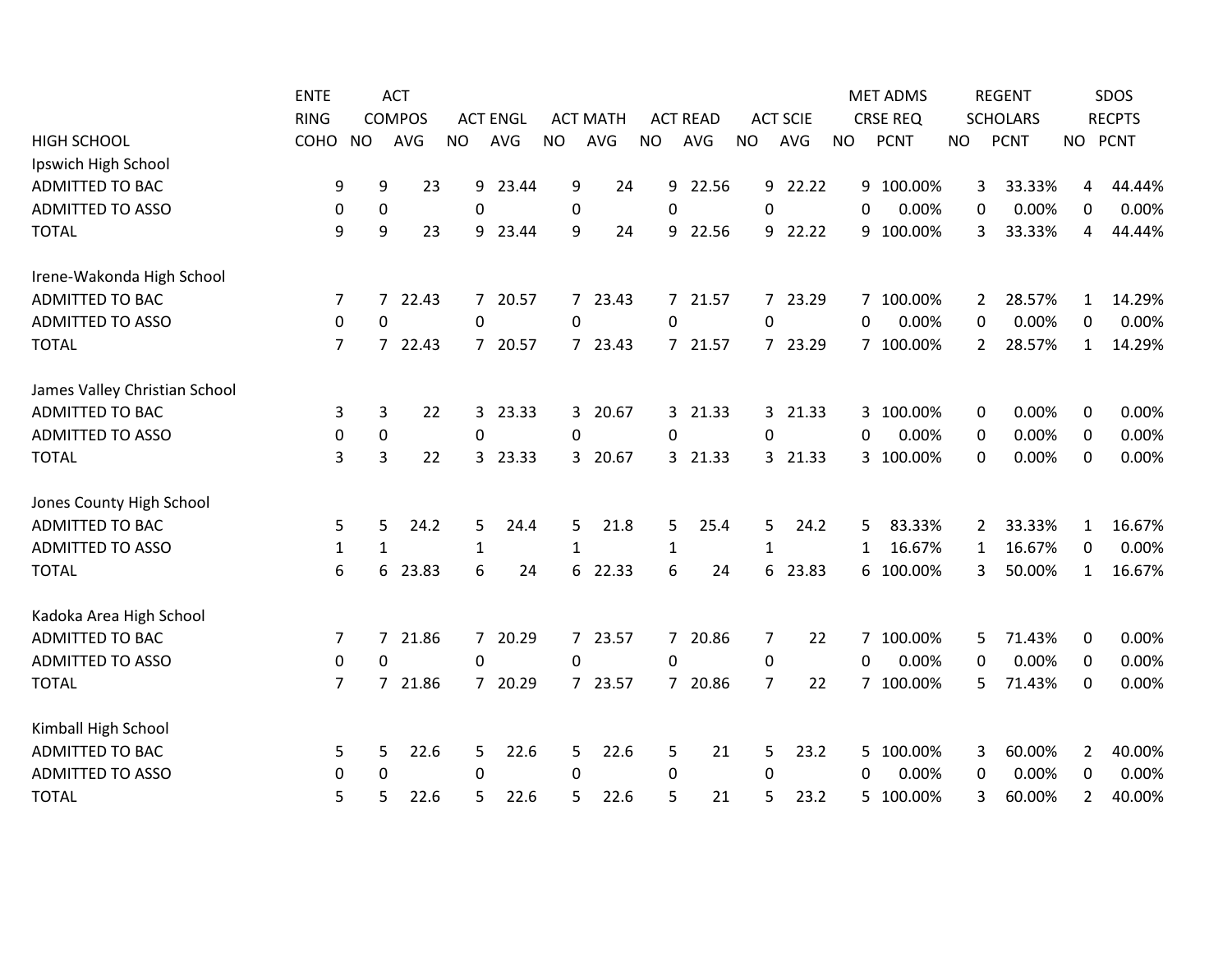| HIGH SCHOOL | ENTERING COHO | ACT COMPOS NO | ACT COMPOS AVG | ACT ENGL NO | ACT ENGL AVG | ACT MATH NO | ACT MATH AVG | ACT READ NO | ACT READ AVG | ACT SCIE NO | ACT SCIE AVG | MET ADMS CRSE REQ NO | MET ADMS CRSE REQ PCNT | REGENT SCHOLARS NO | REGENT SCHOLARS PCNT | SDOS RECPTS NO | SDOS RECPTS PCNT |
|---|---|---|---|---|---|---|---|---|---|---|---|---|---|---|---|---|---|
| Ipswich High School | | | | | | | | | | | | | | | | | |
| ADMITTED TO BAC | 9 | 9 | 23 | 9 | 23.44 | 9 | 24 | 9 | 22.56 | 9 | 22.22 | 9 | 100.00% | 3 | 33.33% | 4 | 44.44% |
| ADMITTED TO ASSO | 0 | 0 | | 0 | | 0 | | 0 | | 0 | | 0 | 0.00% | 0 | 0.00% | 0 | 0.00% |
| TOTAL | 9 | 9 | 23 | 9 | 23.44 | 9 | 24 | 9 | 22.56 | 9 | 22.22 | 9 | 100.00% | 3 | 33.33% | 4 | 44.44% |
| Irene-Wakonda High School | | | | | | | | | | | | | | | | | |
| ADMITTED TO BAC | 7 | 7 | 22.43 | 7 | 20.57 | 7 | 23.43 | 7 | 21.57 | 7 | 23.29 | 7 | 100.00% | 2 | 28.57% | 1 | 14.29% |
| ADMITTED TO ASSO | 0 | 0 | | 0 | | 0 | | 0 | | 0 | | 0 | 0.00% | 0 | 0.00% | 0 | 0.00% |
| TOTAL | 7 | 7 | 22.43 | 7 | 20.57 | 7 | 23.43 | 7 | 21.57 | 7 | 23.29 | 7 | 100.00% | 2 | 28.57% | 1 | 14.29% |
| James Valley Christian School | | | | | | | | | | | | | | | | | |
| ADMITTED TO BAC | 3 | 3 | 22 | 3 | 23.33 | 3 | 20.67 | 3 | 21.33 | 3 | 21.33 | 3 | 100.00% | 0 | 0.00% | 0 | 0.00% |
| ADMITTED TO ASSO | 0 | 0 | | 0 | | 0 | | 0 | | 0 | | 0 | 0.00% | 0 | 0.00% | 0 | 0.00% |
| TOTAL | 3 | 3 | 22 | 3 | 23.33 | 3 | 20.67 | 3 | 21.33 | 3 | 21.33 | 3 | 100.00% | 0 | 0.00% | 0 | 0.00% |
| Jones County High School | | | | | | | | | | | | | | | | | |
| ADMITTED TO BAC | 5 | 5 | 24.2 | 5 | 24.4 | 5 | 21.8 | 5 | 25.4 | 5 | 24.2 | 5 | 83.33% | 2 | 33.33% | 1 | 16.67% |
| ADMITTED TO ASSO | 1 | 1 | | 1 | | 1 | | 1 | | 1 | | 1 | 16.67% | 1 | 16.67% | 0 | 0.00% |
| TOTAL | 6 | 6 | 23.83 | 6 | 24 | 6 | 22.33 | 6 | 24 | 6 | 23.83 | 6 | 100.00% | 3 | 50.00% | 1 | 16.67% |
| Kadoka Area High School | | | | | | | | | | | | | | | | | |
| ADMITTED TO BAC | 7 | 7 | 21.86 | 7 | 20.29 | 7 | 23.57 | 7 | 20.86 | 7 | 22 | 7 | 100.00% | 5 | 71.43% | 0 | 0.00% |
| ADMITTED TO ASSO | 0 | 0 | | 0 | | 0 | | 0 | | 0 | | 0 | 0.00% | 0 | 0.00% | 0 | 0.00% |
| TOTAL | 7 | 7 | 21.86 | 7 | 20.29 | 7 | 23.57 | 7 | 20.86 | 7 | 22 | 7 | 100.00% | 5 | 71.43% | 0 | 0.00% |
| Kimball High School | | | | | | | | | | | | | | | | | |
| ADMITTED TO BAC | 5 | 5 | 22.6 | 5 | 22.6 | 5 | 22.6 | 5 | 21 | 5 | 23.2 | 5 | 100.00% | 3 | 60.00% | 2 | 40.00% |
| ADMITTED TO ASSO | 0 | 0 | | 0 | | 0 | | 0 | | 0 | | 0 | 0.00% | 0 | 0.00% | 0 | 0.00% |
| TOTAL | 5 | 5 | 22.6 | 5 | 22.6 | 5 | 22.6 | 5 | 21 | 5 | 23.2 | 5 | 100.00% | 3 | 60.00% | 2 | 40.00% |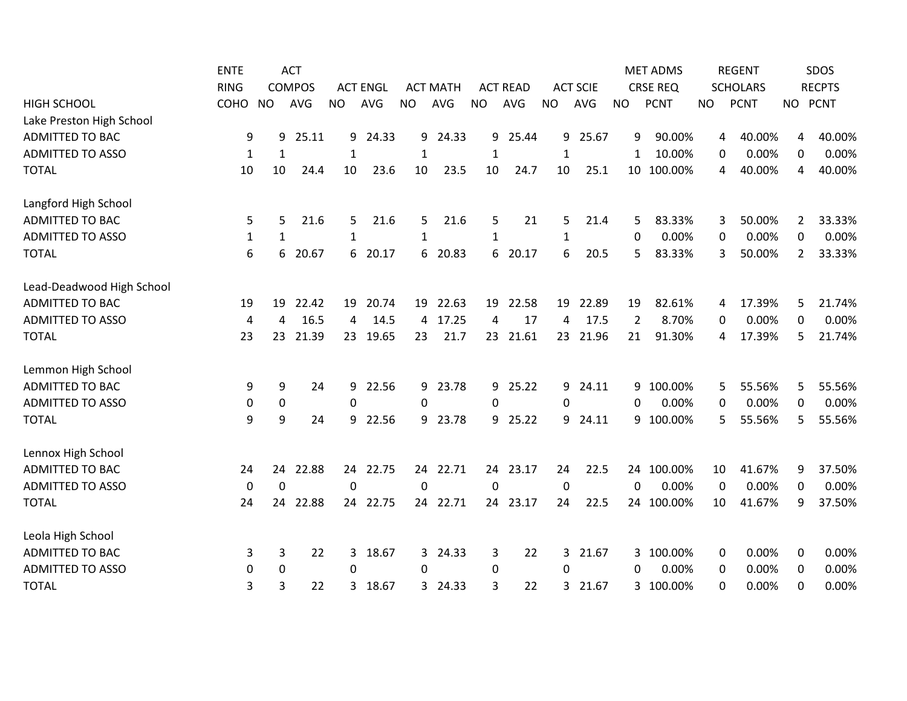| HIGH SCHOOL | ENTERING COHO | ACT COMPOS NO | ACT COMPOS AVG | ACT ENGL NO | ACT ENGL AVG | ACT MATH NO | ACT MATH AVG | ACT READ NO | ACT READ AVG | ACT SCIE NO | ACT SCIE AVG | MET ADMS CRSE REQ NO | MET ADMS CRSE REQ PCNT | REGENT SCHOLARS NO | REGENT SCHOLARS PCNT | SDOS RECPTS NO | SDOS RECPTS PCNT |
|---|---|---|---|---|---|---|---|---|---|---|---|---|---|---|---|---|---|
| Lake Preston High School | | | | | | | | | | | | | | | | | |
| ADMITTED TO BAC | 9 | 9 | 25.11 | 9 | 24.33 | 9 | 24.33 | 9 | 25.44 | 9 | 25.67 | 9 | 90.00% | 4 | 40.00% | 4 | 40.00% |
| ADMITTED TO ASSO | 1 | 1 | | 1 | | 1 | | 1 | | 1 | | 1 | 10.00% | 0 | 0.00% | 0 | 0.00% |
| TOTAL | 10 | 10 | 24.4 | 10 | 23.6 | 10 | 23.5 | 10 | 24.7 | 10 | 25.1 | 10 | 100.00% | 4 | 40.00% | 4 | 40.00% |
| Langford High School | | | | | | | | | | | | | | | | | |
| ADMITTED TO BAC | 5 | 5 | 21.6 | 5 | 21.6 | 5 | 21.6 | 5 | 21 | 5 | 21.4 | 5 | 83.33% | 3 | 50.00% | 2 | 33.33% |
| ADMITTED TO ASSO | 1 | 1 | | 1 | | 1 | | 1 | | 1 | | 0 | 0.00% | 0 | 0.00% | 0 | 0.00% |
| TOTAL | 6 | 6 | 20.67 | 6 | 20.17 | 6 | 20.83 | 6 | 20.17 | 6 | 20.5 | 5 | 83.33% | 3 | 50.00% | 2 | 33.33% |
| Lead-Deadwood High School | | | | | | | | | | | | | | | | | |
| ADMITTED TO BAC | 19 | 19 | 22.42 | 19 | 20.74 | 19 | 22.63 | 19 | 22.58 | 19 | 22.89 | 19 | 82.61% | 4 | 17.39% | 5 | 21.74% |
| ADMITTED TO ASSO | 4 | 4 | 16.5 | 4 | 14.5 | 4 | 17.25 | 4 | 17 | 4 | 17.5 | 2 | 8.70% | 0 | 0.00% | 0 | 0.00% |
| TOTAL | 23 | 23 | 21.39 | 23 | 19.65 | 23 | 21.7 | 23 | 21.61 | 23 | 21.96 | 21 | 91.30% | 4 | 17.39% | 5 | 21.74% |
| Lemmon High School | | | | | | | | | | | | | | | | | |
| ADMITTED TO BAC | 9 | 9 | 24 | 9 | 22.56 | 9 | 23.78 | 9 | 25.22 | 9 | 24.11 | 9 | 100.00% | 5 | 55.56% | 5 | 55.56% |
| ADMITTED TO ASSO | 0 | 0 | | 0 | | 0 | | 0 | | 0 | | 0 | 0.00% | 0 | 0.00% | 0 | 0.00% |
| TOTAL | 9 | 9 | 24 | 9 | 22.56 | 9 | 23.78 | 9 | 25.22 | 9 | 24.11 | 9 | 100.00% | 5 | 55.56% | 5 | 55.56% |
| Lennox High School | | | | | | | | | | | | | | | | | |
| ADMITTED TO BAC | 24 | 24 | 22.88 | 24 | 22.75 | 24 | 22.71 | 24 | 23.17 | 24 | 22.5 | 24 | 100.00% | 10 | 41.67% | 9 | 37.50% |
| ADMITTED TO ASSO | 0 | 0 | | 0 | | 0 | | 0 | | 0 | | 0 | 0.00% | 0 | 0.00% | 0 | 0.00% |
| TOTAL | 24 | 24 | 22.88 | 24 | 22.75 | 24 | 22.71 | 24 | 23.17 | 24 | 22.5 | 24 | 100.00% | 10 | 41.67% | 9 | 37.50% |
| Leola High School | | | | | | | | | | | | | | | | | |
| ADMITTED TO BAC | 3 | 3 | 22 | 3 | 18.67 | 3 | 24.33 | 3 | 22 | 3 | 21.67 | 3 | 100.00% | 0 | 0.00% | 0 | 0.00% |
| ADMITTED TO ASSO | 0 | 0 | | 0 | | 0 | | 0 | | 0 | | 0 | 0.00% | 0 | 0.00% | 0 | 0.00% |
| TOTAL | 3 | 3 | 22 | 3 | 18.67 | 3 | 24.33 | 3 | 22 | 3 | 21.67 | 3 | 100.00% | 0 | 0.00% | 0 | 0.00% |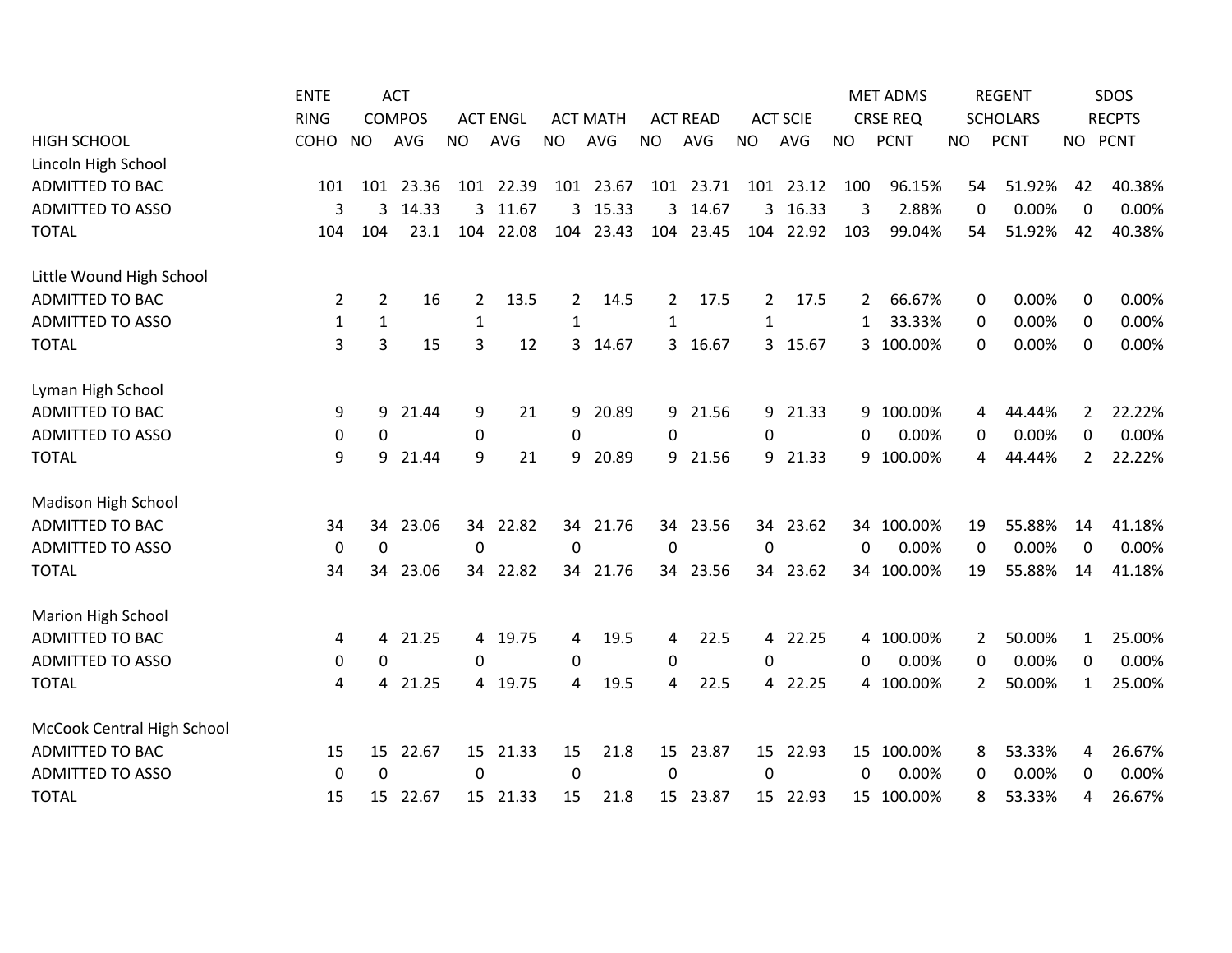| HIGH SCHOOL | ENTERING COHO | ACT COMPOS NO | ACT COMPOS AVG | ACT ENGL NO | ACT ENGL AVG | ACT MATH NO | ACT MATH AVG | ACT READ NO | ACT READ AVG | ACT SCIE NO | ACT SCIE AVG | MET ADMS CRSE REQ NO | MET ADMS CRSE REQ PCNT | REGENT SCHOLARS NO | REGENT SCHOLARS PCNT | SDOS RECPTS NO | SDOS RECPTS PCNT |
|---|---|---|---|---|---|---|---|---|---|---|---|---|---|---|---|---|---|
| Lincoln High School | | | | | | | | | | | | | | | | | |
| ADMITTED TO BAC | 101 | 101 | 23.36 | 101 | 22.39 | 101 | 23.67 | 101 | 23.71 | 101 | 23.12 | 100 | 96.15% | 54 | 51.92% | 42 | 40.38% |
| ADMITTED TO ASSO | 3 | 3 | 14.33 | 3 | 11.67 | 3 | 15.33 | 3 | 14.67 | 3 | 16.33 | 3 | 2.88% | 0 | 0.00% | 0 | 0.00% |
| TOTAL | 104 | 104 | 23.1 | 104 | 22.08 | 104 | 23.43 | 104 | 23.45 | 104 | 22.92 | 103 | 99.04% | 54 | 51.92% | 42 | 40.38% |
| Little Wound High School | | | | | | | | | | | | | | | | | |
| ADMITTED TO BAC | 2 | 2 | 16 | 2 | 13.5 | 2 | 14.5 | 2 | 17.5 | 2 | 17.5 | 2 | 66.67% | 0 | 0.00% | 0 | 0.00% |
| ADMITTED TO ASSO | 1 | 1 | | 1 | | 1 | | 1 | | 1 | | 1 | 33.33% | 0 | 0.00% | 0 | 0.00% |
| TOTAL | 3 | 3 | 15 | 3 | 12 | 3 | 14.67 | 3 | 16.67 | 3 | 15.67 | 3 | 100.00% | 0 | 0.00% | 0 | 0.00% |
| Lyman High School | | | | | | | | | | | | | | | | | |
| ADMITTED TO BAC | 9 | 9 | 21.44 | 9 | 21 | 9 | 20.89 | 9 | 21.56 | 9 | 21.33 | 9 | 100.00% | 4 | 44.44% | 2 | 22.22% |
| ADMITTED TO ASSO | 0 | 0 | | 0 | | 0 | | 0 | | 0 | | 0 | 0.00% | 0 | 0.00% | 0 | 0.00% |
| TOTAL | 9 | 9 | 21.44 | 9 | 21 | 9 | 20.89 | 9 | 21.56 | 9 | 21.33 | 9 | 100.00% | 4 | 44.44% | 2 | 22.22% |
| Madison High School | | | | | | | | | | | | | | | | | |
| ADMITTED TO BAC | 34 | 34 | 23.06 | 34 | 22.82 | 34 | 21.76 | 34 | 23.56 | 34 | 23.62 | 34 | 100.00% | 19 | 55.88% | 14 | 41.18% |
| ADMITTED TO ASSO | 0 | 0 | | 0 | | 0 | | 0 | | 0 | | 0 | 0.00% | 0 | 0.00% | 0 | 0.00% |
| TOTAL | 34 | 34 | 23.06 | 34 | 22.82 | 34 | 21.76 | 34 | 23.56 | 34 | 23.62 | 34 | 100.00% | 19 | 55.88% | 14 | 41.18% |
| Marion High School | | | | | | | | | | | | | | | | | |
| ADMITTED TO BAC | 4 | 4 | 21.25 | 4 | 19.75 | 4 | 19.5 | 4 | 22.5 | 4 | 22.25 | 4 | 100.00% | 2 | 50.00% | 1 | 25.00% |
| ADMITTED TO ASSO | 0 | 0 | | 0 | | 0 | | 0 | | 0 | | 0 | 0.00% | 0 | 0.00% | 0 | 0.00% |
| TOTAL | 4 | 4 | 21.25 | 4 | 19.75 | 4 | 19.5 | 4 | 22.5 | 4 | 22.25 | 4 | 100.00% | 2 | 50.00% | 1 | 25.00% |
| McCook Central High School | | | | | | | | | | | | | | | | | |
| ADMITTED TO BAC | 15 | 15 | 22.67 | 15 | 21.33 | 15 | 21.8 | 15 | 23.87 | 15 | 22.93 | 15 | 100.00% | 8 | 53.33% | 4 | 26.67% |
| ADMITTED TO ASSO | 0 | 0 | | 0 | | 0 | | 0 | | 0 | | 0 | 0.00% | 0 | 0.00% | 0 | 0.00% |
| TOTAL | 15 | 15 | 22.67 | 15 | 21.33 | 15 | 21.8 | 15 | 23.87 | 15 | 22.93 | 15 | 100.00% | 8 | 53.33% | 4 | 26.67% |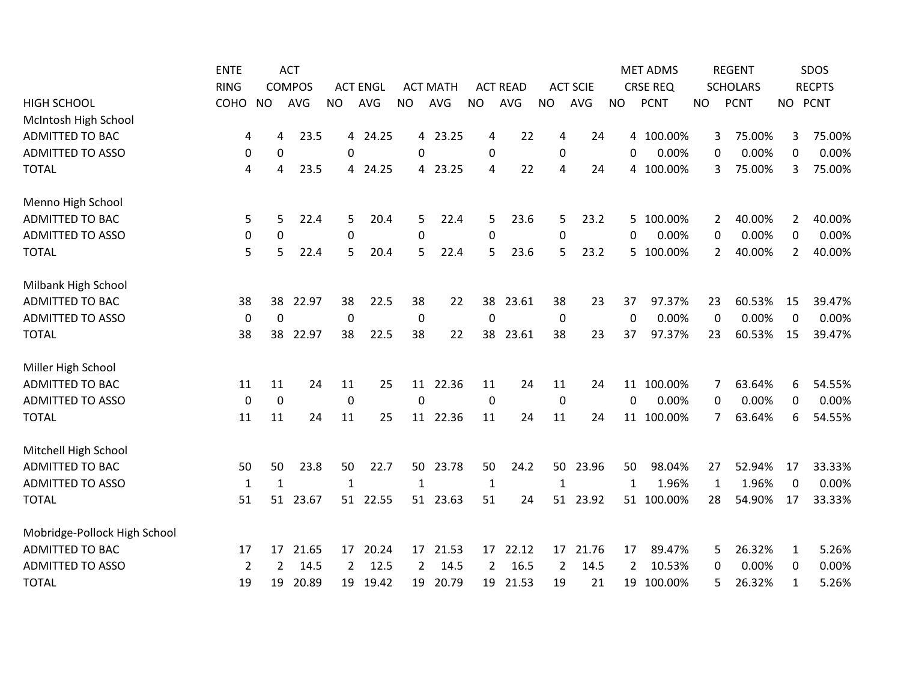| HIGH SCHOOL | ENTERING COHO | ACT COMPOS NO | ACT COMPOS AVG | ACT ENGL NO | ACT ENGL AVG | ACT MATH NO | ACT MATH AVG | ACT READ NO | ACT READ AVG | ACT SCIE NO | ACT SCIE AVG | MET ADMS CRSE REQ NO | MET ADMS CRSE REQ PCNT | REGENT SCHOLARS NO | REGENT SCHOLARS PCNT | SDOS RECPTS NO | SDOS RECPTS PCNT |
|---|---|---|---|---|---|---|---|---|---|---|---|---|---|---|---|---|---|
| McIntosh High School | | | | | | | | | | | | | | | | | |
| ADMITTED TO BAC | 4 | 4 | 23.5 | 4 | 24.25 | 4 | 23.25 | 4 | 22 | 4 | 24 | 4 | 100.00% | 3 | 75.00% | 3 | 75.00% |
| ADMITTED TO ASSO | 0 | 0 | | 0 | | 0 | | 0 | | 0 | | 0 | 0.00% | 0 | 0.00% | 0 | 0.00% |
| TOTAL | 4 | 4 | 23.5 | 4 | 24.25 | 4 | 23.25 | 4 | 22 | 4 | 24 | 4 | 100.00% | 3 | 75.00% | 3 | 75.00% |
| Menno High School | | | | | | | | | | | | | | | | | |
| ADMITTED TO BAC | 5 | 5 | 22.4 | 5 | 20.4 | 5 | 22.4 | 5 | 23.6 | 5 | 23.2 | 5 | 100.00% | 2 | 40.00% | 2 | 40.00% |
| ADMITTED TO ASSO | 0 | 0 | | 0 | | 0 | | 0 | | 0 | | 0 | 0.00% | 0 | 0.00% | 0 | 0.00% |
| TOTAL | 5 | 5 | 22.4 | 5 | 20.4 | 5 | 22.4 | 5 | 23.6 | 5 | 23.2 | 5 | 100.00% | 2 | 40.00% | 2 | 40.00% |
| Milbank High School | | | | | | | | | | | | | | | | | |
| ADMITTED TO BAC | 38 | 38 | 22.97 | 38 | 22.5 | 38 | 22 | 38 | 23.61 | 38 | 23 | 37 | 97.37% | 23 | 60.53% | 15 | 39.47% |
| ADMITTED TO ASSO | 0 | 0 | | 0 | | 0 | | 0 | | 0 | | 0 | 0.00% | 0 | 0.00% | 0 | 0.00% |
| TOTAL | 38 | 38 | 22.97 | 38 | 22.5 | 38 | 22 | 38 | 23.61 | 38 | 23 | 37 | 97.37% | 23 | 60.53% | 15 | 39.47% |
| Miller High School | | | | | | | | | | | | | | | | | |
| ADMITTED TO BAC | 11 | 11 | 24 | 11 | 25 | 11 | 22.36 | 11 | 24 | 11 | 24 | 11 | 100.00% | 7 | 63.64% | 6 | 54.55% |
| ADMITTED TO ASSO | 0 | 0 | | 0 | | 0 | | 0 | | 0 | | 0 | 0.00% | 0 | 0.00% | 0 | 0.00% |
| TOTAL | 11 | 11 | 24 | 11 | 25 | 11 | 22.36 | 11 | 24 | 11 | 24 | 11 | 100.00% | 7 | 63.64% | 6 | 54.55% |
| Mitchell High School | | | | | | | | | | | | | | | | | |
| ADMITTED TO BAC | 50 | 50 | 23.8 | 50 | 22.7 | 50 | 23.78 | 50 | 24.2 | 50 | 23.96 | 50 | 98.04% | 27 | 52.94% | 17 | 33.33% |
| ADMITTED TO ASSO | 1 | 1 | | 1 | | 1 | | 1 | | 1 | | 1 | 1.96% | 1 | 1.96% | 0 | 0.00% |
| TOTAL | 51 | 51 | 23.67 | 51 | 22.55 | 51 | 23.63 | 51 | 24 | 51 | 23.92 | 51 | 100.00% | 28 | 54.90% | 17 | 33.33% |
| Mobridge-Pollock High School | | | | | | | | | | | | | | | | | |
| ADMITTED TO BAC | 17 | 17 | 21.65 | 17 | 20.24 | 17 | 21.53 | 17 | 22.12 | 17 | 21.76 | 17 | 89.47% | 5 | 26.32% | 1 | 5.26% |
| ADMITTED TO ASSO | 2 | 2 | 14.5 | 2 | 12.5 | 2 | 14.5 | 2 | 16.5 | 2 | 14.5 | 2 | 10.53% | 0 | 0.00% | 0 | 0.00% |
| TOTAL | 19 | 19 | 20.89 | 19 | 19.42 | 19 | 20.79 | 19 | 21.53 | 19 | 21 | 19 | 100.00% | 5 | 26.32% | 1 | 5.26% |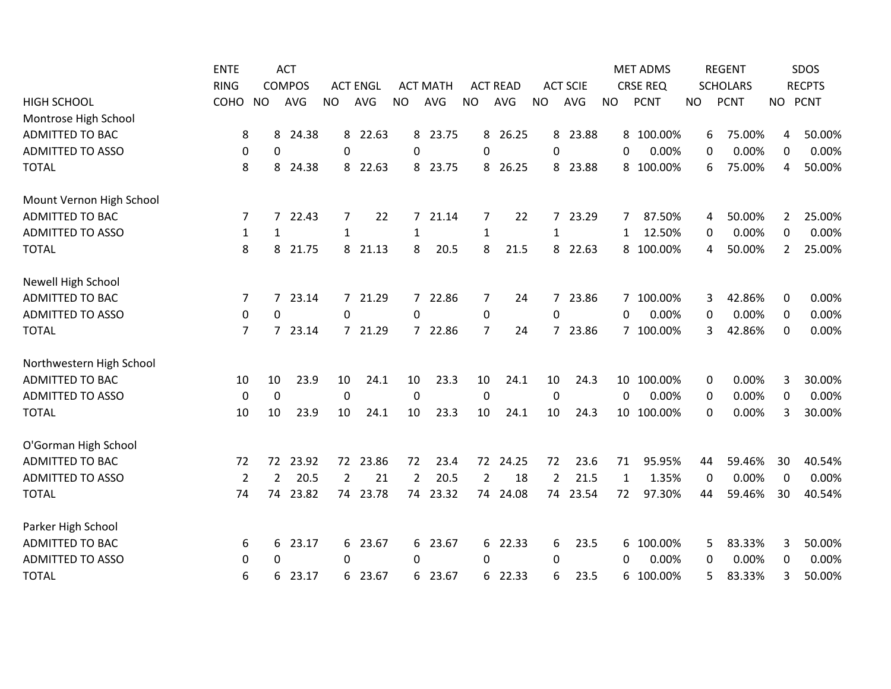| HIGH SCHOOL | ENTERING COHO | ACT COMPOS NO | ACT COMPOS AVG | ACT ENGL NO | ACT ENGL AVG | ACT MATH NO | ACT MATH AVG | ACT READ NO | ACT READ AVG | ACT SCIE NO | ACT SCIE AVG | MET ADMS CRSE REQ NO | MET ADMS CRSE REQ PCNT | REGENT SCHOLARS NO | REGENT SCHOLARS PCNT | SDOS RECPTS NO | SDOS RECPTS PCNT |
|---|---|---|---|---|---|---|---|---|---|---|---|---|---|---|---|---|---|
| Montrose High School | | | | | | | | | | | | | | | | | |
| ADMITTED TO BAC | 8 | 8 | 24.38 | 8 | 22.63 | 8 | 23.75 | 8 | 26.25 | 8 | 23.88 | 8 | 100.00% | 6 | 75.00% | 4 | 50.00% |
| ADMITTED TO ASSO | 0 | 0 | | 0 | | 0 | | 0 | | 0 | | 0 | 0.00% | 0 | 0.00% | 0 | 0.00% |
| TOTAL | 8 | 8 | 24.38 | 8 | 22.63 | 8 | 23.75 | 8 | 26.25 | 8 | 23.88 | 8 | 100.00% | 6 | 75.00% | 4 | 50.00% |
| Mount Vernon High School | | | | | | | | | | | | | | | | | |
| ADMITTED TO BAC | 7 | 7 | 22.43 | 7 | 22 | 7 | 21.14 | 7 | 22 | 7 | 23.29 | 7 | 87.50% | 4 | 50.00% | 2 | 25.00% |
| ADMITTED TO ASSO | 1 | 1 | | 1 | | 1 | | 1 | | 1 | | 1 | 12.50% | 0 | 0.00% | 0 | 0.00% |
| TOTAL | 8 | 8 | 21.75 | 8 | 21.13 | 8 | 20.5 | 8 | 21.5 | 8 | 22.63 | 8 | 100.00% | 4 | 50.00% | 2 | 25.00% |
| Newell High School | | | | | | | | | | | | | | | | | |
| ADMITTED TO BAC | 7 | 7 | 23.14 | 7 | 21.29 | 7 | 22.86 | 7 | 24 | 7 | 23.86 | 7 | 100.00% | 3 | 42.86% | 0 | 0.00% |
| ADMITTED TO ASSO | 0 | 0 | | 0 | | 0 | | 0 | | 0 | | 0 | 0.00% | 0 | 0.00% | 0 | 0.00% |
| TOTAL | 7 | 7 | 23.14 | 7 | 21.29 | 7 | 22.86 | 7 | 24 | 7 | 23.86 | 7 | 100.00% | 3 | 42.86% | 0 | 0.00% |
| Northwestern High School | | | | | | | | | | | | | | | | | |
| ADMITTED TO BAC | 10 | 10 | 23.9 | 10 | 24.1 | 10 | 23.3 | 10 | 24.1 | 10 | 24.3 | 10 | 100.00% | 0 | 0.00% | 3 | 30.00% |
| ADMITTED TO ASSO | 0 | 0 | | 0 | | 0 | | 0 | | 0 | | 0 | 0.00% | 0 | 0.00% | 0 | 0.00% |
| TOTAL | 10 | 10 | 23.9 | 10 | 24.1 | 10 | 23.3 | 10 | 24.1 | 10 | 24.3 | 10 | 100.00% | 0 | 0.00% | 3 | 30.00% |
| O'Gorman High School | | | | | | | | | | | | | | | | | |
| ADMITTED TO BAC | 72 | 72 | 23.92 | 72 | 23.86 | 72 | 23.4 | 72 | 24.25 | 72 | 23.6 | 71 | 95.95% | 44 | 59.46% | 30 | 40.54% |
| ADMITTED TO ASSO | 2 | 2 | 20.5 | 2 | 21 | 2 | 20.5 | 2 | 18 | 2 | 21.5 | 1 | 1.35% | 0 | 0.00% | 0 | 0.00% |
| TOTAL | 74 | 74 | 23.82 | 74 | 23.78 | 74 | 23.32 | 74 | 24.08 | 74 | 23.54 | 72 | 97.30% | 44 | 59.46% | 30 | 40.54% |
| Parker High School | | | | | | | | | | | | | | | | | |
| ADMITTED TO BAC | 6 | 6 | 23.17 | 6 | 23.67 | 6 | 23.67 | 6 | 22.33 | 6 | 23.5 | 6 | 100.00% | 5 | 83.33% | 3 | 50.00% |
| ADMITTED TO ASSO | 0 | 0 | | 0 | | 0 | | 0 | | 0 | | 0 | 0.00% | 0 | 0.00% | 0 | 0.00% |
| TOTAL | 6 | 6 | 23.17 | 6 | 23.67 | 6 | 23.67 | 6 | 22.33 | 6 | 23.5 | 6 | 100.00% | 5 | 83.33% | 3 | 50.00% |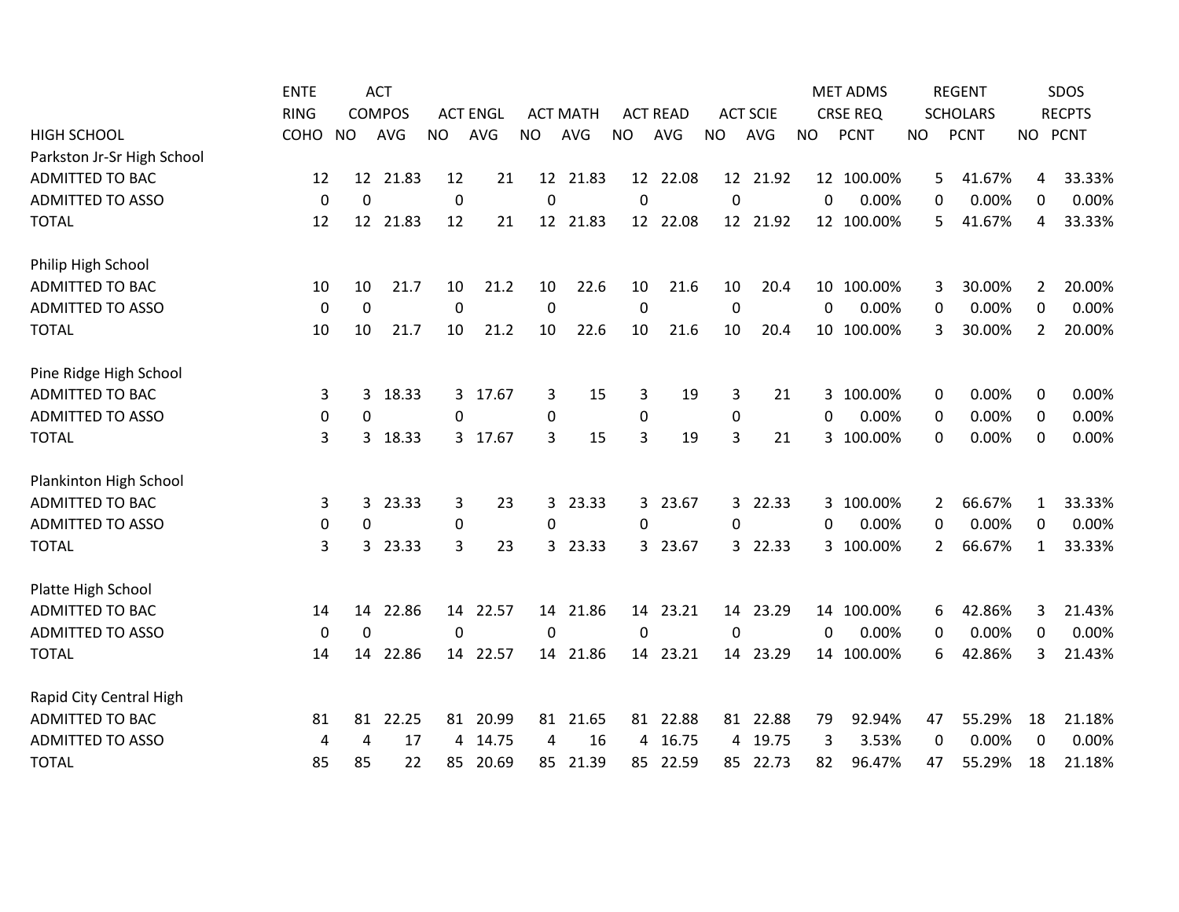| HIGH SCHOOL | ENTERING COHO | ACT COMPOS NO | ACT COMPOS AVG | ACT ENGL NO | ACT ENGL AVG | ACT MATH NO | ACT MATH AVG | ACT READ NO | ACT READ AVG | ACT SCIE NO | ACT SCIE AVG | MET ADMS CRSE REQ NO | MET ADMS CRSE REQ PCNT | REGENT SCHOLARS NO | REGENT SCHOLARS PCNT | SDOS RECPTS NO | SDOS RECPTS PCNT |
|---|---|---|---|---|---|---|---|---|---|---|---|---|---|---|---|---|---|
| Parkston Jr-Sr High School | | | | | | | | | | | | | | | | | |
| ADMITTED TO BAC | 12 | 12 | 21.83 | 12 | 21 | 12 | 21.83 | 12 | 22.08 | 12 | 21.92 | 12 | 100.00% | 5 | 41.67% | 4 | 33.33% |
| ADMITTED TO ASSO | 0 | 0 | | 0 | | 0 | | 0 | | 0 | | 0 | 0.00% | 0 | 0.00% | 0 | 0.00% |
| TOTAL | 12 | 12 | 21.83 | 12 | 21 | 12 | 21.83 | 12 | 22.08 | 12 | 21.92 | 12 | 100.00% | 5 | 41.67% | 4 | 33.33% |
| Philip High School | | | | | | | | | | | | | | | | | |
| ADMITTED TO BAC | 10 | 10 | 21.7 | 10 | 21.2 | 10 | 22.6 | 10 | 21.6 | 10 | 20.4 | 10 | 100.00% | 3 | 30.00% | 2 | 20.00% |
| ADMITTED TO ASSO | 0 | 0 | | 0 | | 0 | | 0 | | 0 | | 0 | 0.00% | 0 | 0.00% | 0 | 0.00% |
| TOTAL | 10 | 10 | 21.7 | 10 | 21.2 | 10 | 22.6 | 10 | 21.6 | 10 | 20.4 | 10 | 100.00% | 3 | 30.00% | 2 | 20.00% |
| Pine Ridge High School | | | | | | | | | | | | | | | | | |
| ADMITTED TO BAC | 3 | 3 | 18.33 | 3 | 17.67 | 3 | 15 | 3 | 19 | 3 | 21 | 3 | 100.00% | 0 | 0.00% | 0 | 0.00% |
| ADMITTED TO ASSO | 0 | 0 | | 0 | | 0 | | 0 | | 0 | | 0 | 0.00% | 0 | 0.00% | 0 | 0.00% |
| TOTAL | 3 | 3 | 18.33 | 3 | 17.67 | 3 | 15 | 3 | 19 | 3 | 21 | 3 | 100.00% | 0 | 0.00% | 0 | 0.00% |
| Plankinton High School | | | | | | | | | | | | | | | | | |
| ADMITTED TO BAC | 3 | 3 | 23.33 | 3 | 23 | 3 | 23.33 | 3 | 23.67 | 3 | 22.33 | 3 | 100.00% | 2 | 66.67% | 1 | 33.33% |
| ADMITTED TO ASSO | 0 | 0 | | 0 | | 0 | | 0 | | 0 | | 0 | 0.00% | 0 | 0.00% | 0 | 0.00% |
| TOTAL | 3 | 3 | 23.33 | 3 | 23 | 3 | 23.33 | 3 | 23.67 | 3 | 22.33 | 3 | 100.00% | 2 | 66.67% | 1 | 33.33% |
| Platte High School | | | | | | | | | | | | | | | | | |
| ADMITTED TO BAC | 14 | 14 | 22.86 | 14 | 22.57 | 14 | 21.86 | 14 | 23.21 | 14 | 23.29 | 14 | 100.00% | 6 | 42.86% | 3 | 21.43% |
| ADMITTED TO ASSO | 0 | 0 | | 0 | | 0 | | 0 | | 0 | | 0 | 0.00% | 0 | 0.00% | 0 | 0.00% |
| TOTAL | 14 | 14 | 22.86 | 14 | 22.57 | 14 | 21.86 | 14 | 23.21 | 14 | 23.29 | 14 | 100.00% | 6 | 42.86% | 3 | 21.43% |
| Rapid City Central High | | | | | | | | | | | | | | | | | |
| ADMITTED TO BAC | 81 | 81 | 22.25 | 81 | 20.99 | 81 | 21.65 | 81 | 22.88 | 81 | 22.88 | 79 | 92.94% | 47 | 55.29% | 18 | 21.18% |
| ADMITTED TO ASSO | 4 | 4 | 17 | 4 | 14.75 | 4 | 16 | 4 | 16.75 | 4 | 19.75 | 3 | 3.53% | 0 | 0.00% | 0 | 0.00% |
| TOTAL | 85 | 85 | 22 | 85 | 20.69 | 85 | 21.39 | 85 | 22.59 | 85 | 22.73 | 82 | 96.47% | 47 | 55.29% | 18 | 21.18% |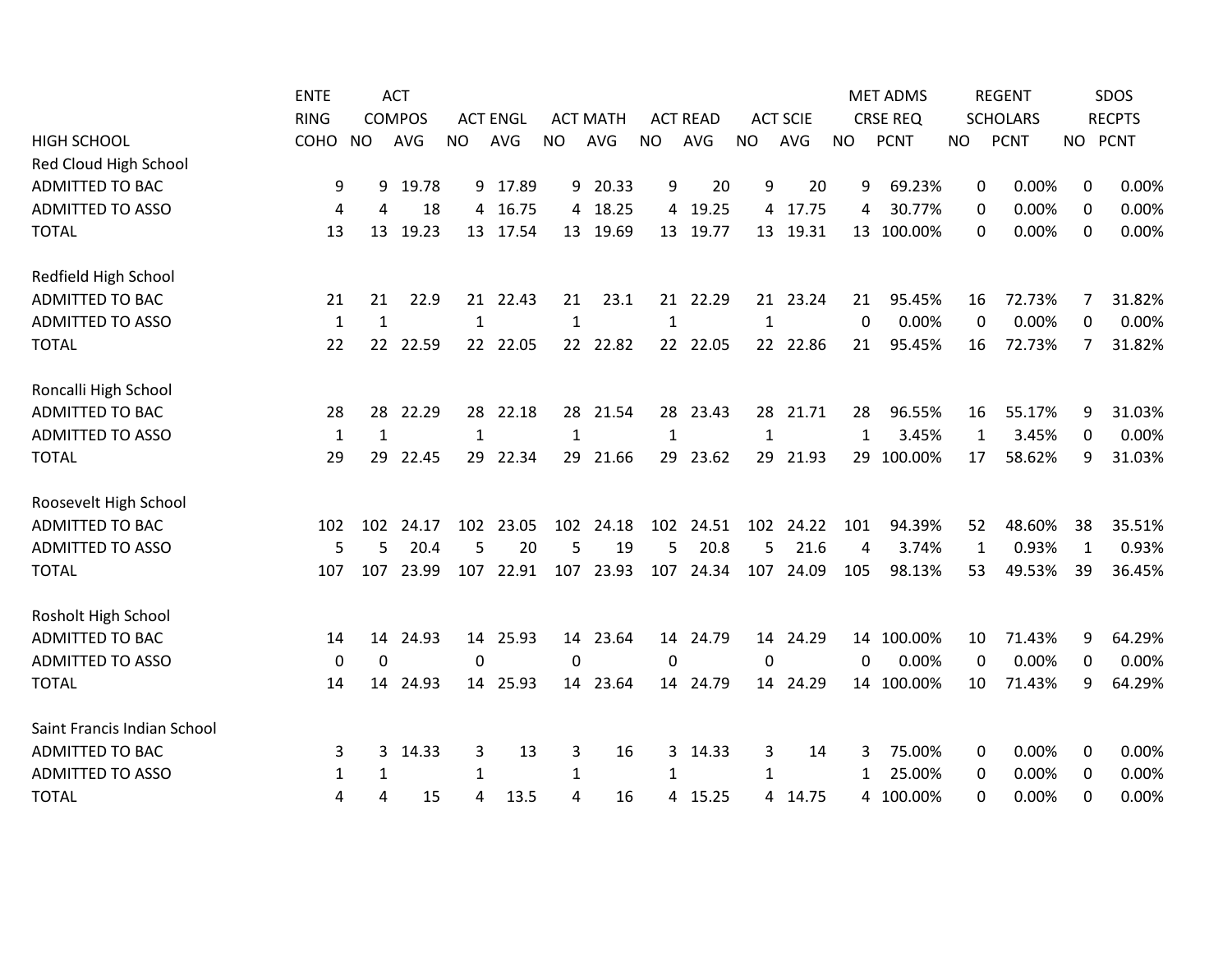| HIGH SCHOOL | ENTERING COHO | ACT COMPOS NO | ACT COMPOS AVG | ACT ENGL NO | ACT ENGL AVG | ACT MATH NO | ACT MATH AVG | ACT READ NO | ACT READ AVG | ACT SCIE NO | ACT SCIE AVG | MET ADMS CRSE REQ NO | MET ADMS CRSE REQ PCNT | REGENT SCHOLARS NO | REGENT SCHOLARS PCNT | SDOS RECPTS NO | SDOS RECPTS PCNT |
|---|---|---|---|---|---|---|---|---|---|---|---|---|---|---|---|---|---|
| Red Cloud High School | | | | | | | | | | | | | | | | | |
| ADMITTED TO BAC | 9 | 9 | 19.78 | 9 | 17.89 | 9 | 20.33 | 9 | 20 | 9 | 20 | 9 | 69.23% | 0 | 0.00% | 0 | 0.00% |
| ADMITTED TO ASSO | 4 | 4 | 18 | 4 | 16.75 | 4 | 18.25 | 4 | 19.25 | 4 | 17.75 | 4 | 30.77% | 0 | 0.00% | 0 | 0.00% |
| TOTAL | 13 | 13 | 19.23 | 13 | 17.54 | 13 | 19.69 | 13 | 19.77 | 13 | 19.31 | 13 | 100.00% | 0 | 0.00% | 0 | 0.00% |
| Redfield High School | | | | | | | | | | | | | | | | | |
| ADMITTED TO BAC | 21 | 21 | 22.9 | 21 | 22.43 | 21 | 23.1 | 21 | 22.29 | 21 | 23.24 | 21 | 95.45% | 16 | 72.73% | 7 | 31.82% |
| ADMITTED TO ASSO | 1 | 1 | | 1 | | 1 | | 1 | | 1 | | 0 | 0.00% | 0 | 0.00% | 0 | 0.00% |
| TOTAL | 22 | 22 | 22.59 | 22 | 22.05 | 22 | 22.82 | 22 | 22.05 | 22 | 22.86 | 21 | 95.45% | 16 | 72.73% | 7 | 31.82% |
| Roncalli High School | | | | | | | | | | | | | | | | | |
| ADMITTED TO BAC | 28 | 28 | 22.29 | 28 | 22.18 | 28 | 21.54 | 28 | 23.43 | 28 | 21.71 | 28 | 96.55% | 16 | 55.17% | 9 | 31.03% |
| ADMITTED TO ASSO | 1 | 1 | | 1 | | 1 | | 1 | | 1 | | 1 | 3.45% | 1 | 3.45% | 0 | 0.00% |
| TOTAL | 29 | 29 | 22.45 | 29 | 22.34 | 29 | 21.66 | 29 | 23.62 | 29 | 21.93 | 29 | 100.00% | 17 | 58.62% | 9 | 31.03% |
| Roosevelt High School | | | | | | | | | | | | | | | | | |
| ADMITTED TO BAC | 102 | 102 | 24.17 | 102 | 23.05 | 102 | 24.18 | 102 | 24.51 | 102 | 24.22 | 101 | 94.39% | 52 | 48.60% | 38 | 35.51% |
| ADMITTED TO ASSO | 5 | 5 | 20.4 | 5 | 20 | 5 | 19 | 5 | 20.8 | 5 | 21.6 | 4 | 3.74% | 1 | 0.93% | 1 | 0.93% |
| TOTAL | 107 | 107 | 23.99 | 107 | 22.91 | 107 | 23.93 | 107 | 24.34 | 107 | 24.09 | 105 | 98.13% | 53 | 49.53% | 39 | 36.45% |
| Rosholt High School | | | | | | | | | | | | | | | | | |
| ADMITTED TO BAC | 14 | 14 | 24.93 | 14 | 25.93 | 14 | 23.64 | 14 | 24.79 | 14 | 24.29 | 14 | 100.00% | 10 | 71.43% | 9 | 64.29% |
| ADMITTED TO ASSO | 0 | 0 | | 0 | | 0 | | 0 | | 0 | | 0 | 0.00% | 0 | 0.00% | 0 | 0.00% |
| TOTAL | 14 | 14 | 24.93 | 14 | 25.93 | 14 | 23.64 | 14 | 24.79 | 14 | 24.29 | 14 | 100.00% | 10 | 71.43% | 9 | 64.29% |
| Saint Francis Indian School | | | | | | | | | | | | | | | | | |
| ADMITTED TO BAC | 3 | 3 | 14.33 | 3 | 13 | 3 | 16 | 3 | 14.33 | 3 | 14 | 3 | 75.00% | 0 | 0.00% | 0 | 0.00% |
| ADMITTED TO ASSO | 1 | 1 | | 1 | | 1 | | 1 | | 1 | | 1 | 25.00% | 0 | 0.00% | 0 | 0.00% |
| TOTAL | 4 | 4 | 15 | 4 | 13.5 | 4 | 16 | 4 | 15.25 | 4 | 14.75 | 4 | 100.00% | 0 | 0.00% | 0 | 0.00% |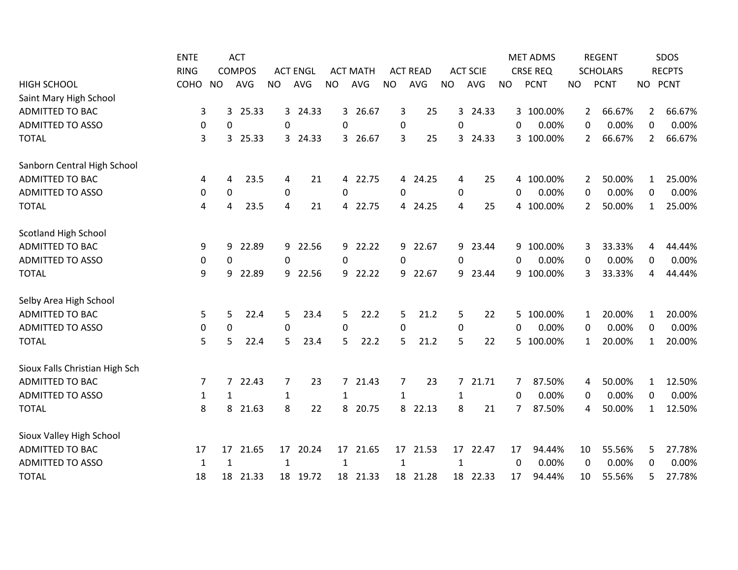| HIGH SCHOOL | ENTERING COHO | ACT COMPOS NO | ACT COMPOS AVG | ACT ENGL NO | ACT ENGL AVG | ACT MATH NO | ACT MATH AVG | ACT READ NO | ACT READ AVG | ACT SCIE NO | ACT SCIE AVG | MET ADMS CRSE REQ NO | MET ADMS CRSE REQ PCNT | REGENT SCHOLARS NO | REGENT SCHOLARS PCNT | SDOS RECPTS NO | SDOS RECPTS PCNT |
|---|---|---|---|---|---|---|---|---|---|---|---|---|---|---|---|---|---|
| Saint Mary High School | | | | | | | | | | | | | | | | | |
| ADMITTED TO BAC | 3 | 3 | 25.33 | 3 | 24.33 | 3 | 26.67 | 3 | 25 | 3 | 24.33 | 3 | 100.00% | 2 | 66.67% | 2 | 66.67% |
| ADMITTED TO ASSO | 0 | 0 | | 0 | | 0 | | 0 | | 0 | | 0 | 0.00% | 0 | 0.00% | 0 | 0.00% |
| TOTAL | 3 | 3 | 25.33 | 3 | 24.33 | 3 | 26.67 | 3 | 25 | 3 | 24.33 | 3 | 100.00% | 2 | 66.67% | 2 | 66.67% |
| Sanborn Central High School | | | | | | | | | | | | | | | | | |
| ADMITTED TO BAC | 4 | 4 | 23.5 | 4 | 21 | 4 | 22.75 | 4 | 24.25 | 4 | 25 | 4 | 100.00% | 2 | 50.00% | 1 | 25.00% |
| ADMITTED TO ASSO | 0 | 0 | | 0 | | 0 | | 0 | | 0 | | 0 | 0.00% | 0 | 0.00% | 0 | 0.00% |
| TOTAL | 4 | 4 | 23.5 | 4 | 21 | 4 | 22.75 | 4 | 24.25 | 4 | 25 | 4 | 100.00% | 2 | 50.00% | 1 | 25.00% |
| Scotland High School | | | | | | | | | | | | | | | | | |
| ADMITTED TO BAC | 9 | 9 | 22.89 | 9 | 22.56 | 9 | 22.22 | 9 | 22.67 | 9 | 23.44 | 9 | 100.00% | 3 | 33.33% | 4 | 44.44% |
| ADMITTED TO ASSO | 0 | 0 | | 0 | | 0 | | 0 | | 0 | | 0 | 0.00% | 0 | 0.00% | 0 | 0.00% |
| TOTAL | 9 | 9 | 22.89 | 9 | 22.56 | 9 | 22.22 | 9 | 22.67 | 9 | 23.44 | 9 | 100.00% | 3 | 33.33% | 4 | 44.44% |
| Selby Area High School | | | | | | | | | | | | | | | | | |
| ADMITTED TO BAC | 5 | 5 | 22.4 | 5 | 23.4 | 5 | 22.2 | 5 | 21.2 | 5 | 22 | 5 | 100.00% | 1 | 20.00% | 1 | 20.00% |
| ADMITTED TO ASSO | 0 | 0 | | 0 | | 0 | | 0 | | 0 | | 0 | 0.00% | 0 | 0.00% | 0 | 0.00% |
| TOTAL | 5 | 5 | 22.4 | 5 | 23.4 | 5 | 22.2 | 5 | 21.2 | 5 | 22 | 5 | 100.00% | 1 | 20.00% | 1 | 20.00% |
| Sioux Falls Christian High Sch | | | | | | | | | | | | | | | | | |
| ADMITTED TO BAC | 7 | 7 | 22.43 | 7 | 23 | 7 | 21.43 | 7 | 23 | 7 | 21.71 | 7 | 87.50% | 4 | 50.00% | 1 | 12.50% |
| ADMITTED TO ASSO | 1 | 1 | | 1 | | 1 | | 1 | | 1 | | 0 | 0.00% | 0 | 0.00% | 0 | 0.00% |
| TOTAL | 8 | 8 | 21.63 | 8 | 22 | 8 | 20.75 | 8 | 22.13 | 8 | 21 | 7 | 87.50% | 4 | 50.00% | 1 | 12.50% |
| Sioux Valley High School | | | | | | | | | | | | | | | | | |
| ADMITTED TO BAC | 17 | 17 | 21.65 | 17 | 20.24 | 17 | 21.65 | 17 | 21.53 | 17 | 22.47 | 17 | 94.44% | 10 | 55.56% | 5 | 27.78% |
| ADMITTED TO ASSO | 1 | 1 | | 1 | | 1 | | 1 | | 1 | | 0 | 0.00% | 0 | 0.00% | 0 | 0.00% |
| TOTAL | 18 | 18 | 21.33 | 18 | 19.72 | 18 | 21.33 | 18 | 21.28 | 18 | 22.33 | 17 | 94.44% | 10 | 55.56% | 5 | 27.78% |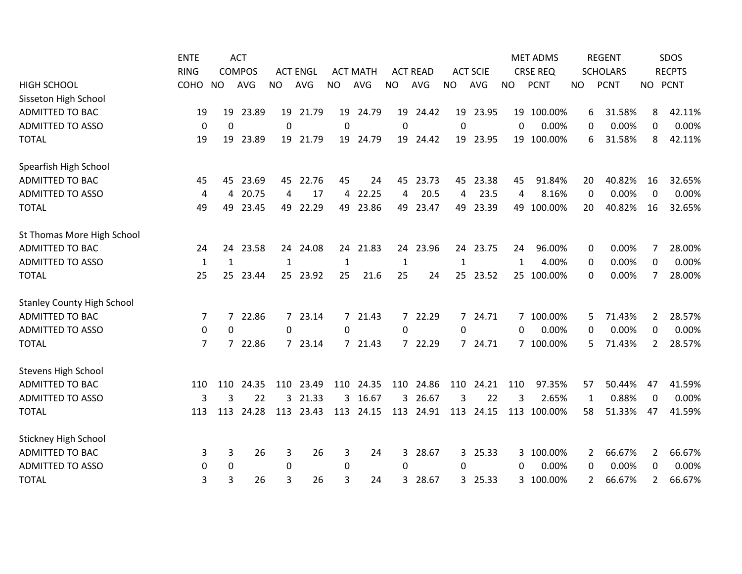| HIGH SCHOOL | ENTERING COHO | ACT COMPOS NO | ACT COMPOS AVG | ACT ENGL NO | ACT ENGL AVG | ACT MATH NO | ACT MATH AVG | ACT READ NO | ACT READ AVG | ACT SCIE NO | ACT SCIE AVG | MET ADMS CRSE REQ NO | MET ADMS CRSE REQ PCNT | REGENT SCHOLARS NO | REGENT SCHOLARS PCNT | SDOS RECPTS NO | SDOS RECPTS PCNT |
|---|---|---|---|---|---|---|---|---|---|---|---|---|---|---|---|---|---|
| Sisseton High School | | | | | | | | | | | | | | | | | |
| ADMITTED TO BAC | 19 | 19 | 23.89 | 19 | 21.79 | 19 | 24.79 | 19 | 24.42 | 19 | 23.95 | 19 | 100.00% | 6 | 31.58% | 8 | 42.11% |
| ADMITTED TO ASSO | 0 | 0 | | 0 | | 0 | | 0 | | 0 | | 0 | 0.00% | 0 | 0.00% | 0 | 0.00% |
| TOTAL | 19 | 19 | 23.89 | 19 | 21.79 | 19 | 24.79 | 19 | 24.42 | 19 | 23.95 | 19 | 100.00% | 6 | 31.58% | 8 | 42.11% |
| Spearfish High School | | | | | | | | | | | | | | | | | |
| ADMITTED TO BAC | 45 | 45 | 23.69 | 45 | 22.76 | 45 | 24 | 45 | 23.73 | 45 | 23.38 | 45 | 91.84% | 20 | 40.82% | 16 | 32.65% |
| ADMITTED TO ASSO | 4 | 4 | 20.75 | 4 | 17 | 4 | 22.25 | 4 | 20.5 | 4 | 23.5 | 4 | 8.16% | 0 | 0.00% | 0 | 0.00% |
| TOTAL | 49 | 49 | 23.45 | 49 | 22.29 | 49 | 23.86 | 49 | 23.47 | 49 | 23.39 | 49 | 100.00% | 20 | 40.82% | 16 | 32.65% |
| St Thomas More High School | | | | | | | | | | | | | | | | | |
| ADMITTED TO BAC | 24 | 24 | 23.58 | 24 | 24.08 | 24 | 21.83 | 24 | 23.96 | 24 | 23.75 | 24 | 96.00% | 0 | 0.00% | 7 | 28.00% |
| ADMITTED TO ASSO | 1 | 1 | | 1 | | 1 | | 1 | | 1 | | 1 | 4.00% | 0 | 0.00% | 0 | 0.00% |
| TOTAL | 25 | 25 | 23.44 | 25 | 23.92 | 25 | 21.6 | 25 | 24 | 25 | 23.52 | 25 | 100.00% | 0 | 0.00% | 7 | 28.00% |
| Stanley County High School | | | | | | | | | | | | | | | | | |
| ADMITTED TO BAC | 7 | 7 | 22.86 | 7 | 23.14 | 7 | 21.43 | 7 | 22.29 | 7 | 24.71 | 7 | 100.00% | 5 | 71.43% | 2 | 28.57% |
| ADMITTED TO ASSO | 0 | 0 | | 0 | | 0 | | 0 | | 0 | | 0 | 0.00% | 0 | 0.00% | 0 | 0.00% |
| TOTAL | 7 | 7 | 22.86 | 7 | 23.14 | 7 | 21.43 | 7 | 22.29 | 7 | 24.71 | 7 | 100.00% | 5 | 71.43% | 2 | 28.57% |
| Stevens High School | | | | | | | | | | | | | | | | | |
| ADMITTED TO BAC | 110 | 110 | 24.35 | 110 | 23.49 | 110 | 24.35 | 110 | 24.86 | 110 | 24.21 | 110 | 97.35% | 57 | 50.44% | 47 | 41.59% |
| ADMITTED TO ASSO | 3 | 3 | 22 | 3 | 21.33 | 3 | 16.67 | 3 | 26.67 | 3 | 22 | 3 | 2.65% | 1 | 0.88% | 0 | 0.00% |
| TOTAL | 113 | 113 | 24.28 | 113 | 23.43 | 113 | 24.15 | 113 | 24.91 | 113 | 24.15 | 113 | 100.00% | 58 | 51.33% | 47 | 41.59% |
| Stickney High School | | | | | | | | | | | | | | | | | |
| ADMITTED TO BAC | 3 | 3 | 26 | 3 | 26 | 3 | 24 | 3 | 28.67 | 3 | 25.33 | 3 | 100.00% | 2 | 66.67% | 2 | 66.67% |
| ADMITTED TO ASSO | 0 | 0 | | 0 | | 0 | | 0 | | 0 | | 0 | 0.00% | 0 | 0.00% | 0 | 0.00% |
| TOTAL | 3 | 3 | 26 | 3 | 26 | 3 | 24 | 3 | 28.67 | 3 | 25.33 | 3 | 100.00% | 2 | 66.67% | 2 | 66.67% |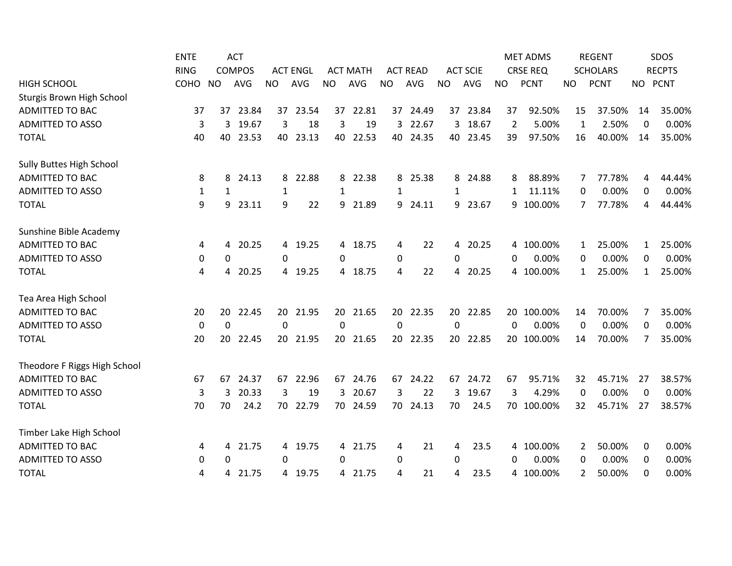| HIGH SCHOOL | ENTERING COHO | ACT COMPOS NO | ACT COMPOS AVG | ACT ENGL NO | ACT ENGL AVG | ACT MATH NO | ACT MATH AVG | ACT READ NO | ACT READ AVG | ACT SCIE NO | ACT SCIE AVG | MET ADMS CRSE REQ NO | MET ADMS CRSE REQ PCNT | REGENT SCHOLARS NO | REGENT SCHOLARS PCNT | SDOS RECPTS NO | SDOS RECPTS PCNT |
|---|---|---|---|---|---|---|---|---|---|---|---|---|---|---|---|---|---|
| Sturgis Brown High School | | | | | | | | | | | | | | | | | |
| ADMITTED TO BAC | 37 | 37 | 23.84 | 37 | 23.54 | 37 | 22.81 | 37 | 24.49 | 37 | 23.84 | 37 | 92.50% | 15 | 37.50% | 14 | 35.00% |
| ADMITTED TO ASSO | 3 | 3 | 19.67 | 3 | 18 | 3 | 19 | 3 | 22.67 | 3 | 18.67 | 2 | 5.00% | 1 | 2.50% | 0 | 0.00% |
| TOTAL | 40 | 40 | 23.53 | 40 | 23.13 | 40 | 22.53 | 40 | 24.35 | 40 | 23.45 | 39 | 97.50% | 16 | 40.00% | 14 | 35.00% |
| Sully Buttes High School | | | | | | | | | | | | | | | | | |
| ADMITTED TO BAC | 8 | 8 | 24.13 | 8 | 22.88 | 8 | 22.38 | 8 | 25.38 | 8 | 24.88 | 8 | 88.89% | 7 | 77.78% | 4 | 44.44% |
| ADMITTED TO ASSO | 1 | 1 | | 1 | | 1 | | 1 | | 1 | | 1 | 11.11% | 0 | 0.00% | 0 | 0.00% |
| TOTAL | 9 | 9 | 23.11 | 9 | 22 | 9 | 21.89 | 9 | 24.11 | 9 | 23.67 | 9 | 100.00% | 7 | 77.78% | 4 | 44.44% |
| Sunshine Bible Academy | | | | | | | | | | | | | | | | | |
| ADMITTED TO BAC | 4 | 4 | 20.25 | 4 | 19.25 | 4 | 18.75 | 4 | 22 | 4 | 20.25 | 4 | 100.00% | 1 | 25.00% | 1 | 25.00% |
| ADMITTED TO ASSO | 0 | 0 | | 0 | | 0 | | 0 | | 0 | | 0 | 0.00% | 0 | 0.00% | 0 | 0.00% |
| TOTAL | 4 | 4 | 20.25 | 4 | 19.25 | 4 | 18.75 | 4 | 22 | 4 | 20.25 | 4 | 100.00% | 1 | 25.00% | 1 | 25.00% |
| Tea Area High School | | | | | | | | | | | | | | | | | |
| ADMITTED TO BAC | 20 | 20 | 22.45 | 20 | 21.95 | 20 | 21.65 | 20 | 22.35 | 20 | 22.85 | 20 | 100.00% | 14 | 70.00% | 7 | 35.00% |
| ADMITTED TO ASSO | 0 | 0 | | 0 | | 0 | | 0 | | 0 | | 0 | 0.00% | 0 | 0.00% | 0 | 0.00% |
| TOTAL | 20 | 20 | 22.45 | 20 | 21.95 | 20 | 21.65 | 20 | 22.35 | 20 | 22.85 | 20 | 100.00% | 14 | 70.00% | 7 | 35.00% |
| Theodore F Riggs High School | | | | | | | | | | | | | | | | | |
| ADMITTED TO BAC | 67 | 67 | 24.37 | 67 | 22.96 | 67 | 24.76 | 67 | 24.22 | 67 | 24.72 | 67 | 95.71% | 32 | 45.71% | 27 | 38.57% |
| ADMITTED TO ASSO | 3 | 3 | 20.33 | 3 | 19 | 3 | 20.67 | 3 | 22 | 3 | 19.67 | 3 | 4.29% | 0 | 0.00% | 0 | 0.00% |
| TOTAL | 70 | 70 | 24.2 | 70 | 22.79 | 70 | 24.59 | 70 | 24.13 | 70 | 24.5 | 70 | 100.00% | 32 | 45.71% | 27 | 38.57% |
| Timber Lake High School | | | | | | | | | | | | | | | | | |
| ADMITTED TO BAC | 4 | 4 | 21.75 | 4 | 19.75 | 4 | 21.75 | 4 | 21 | 4 | 23.5 | 4 | 100.00% | 2 | 50.00% | 0 | 0.00% |
| ADMITTED TO ASSO | 0 | 0 | | 0 | | 0 | | 0 | | 0 | | 0 | 0.00% | 0 | 0.00% | 0 | 0.00% |
| TOTAL | 4 | 4 | 21.75 | 4 | 19.75 | 4 | 21.75 | 4 | 21 | 4 | 23.5 | 4 | 100.00% | 2 | 50.00% | 0 | 0.00% |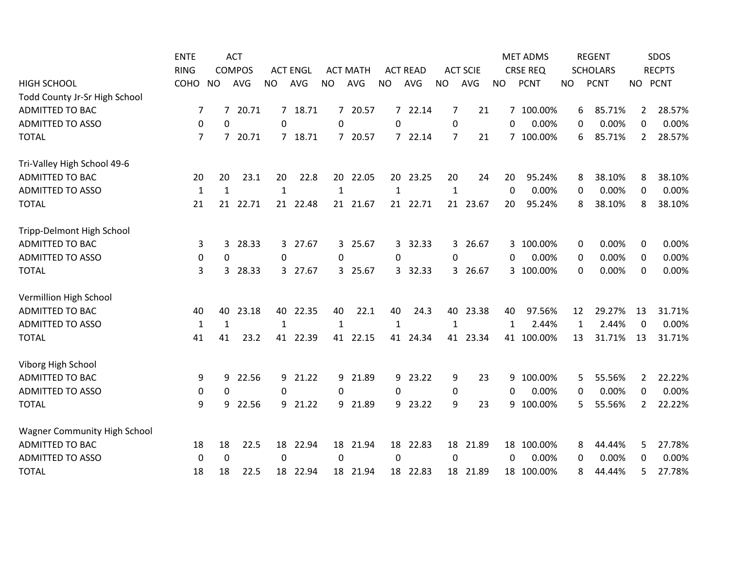| HIGH SCHOOL | ENTERING COHO | ACT COMPOS NO | ACT COMPOS AVG | ACT ENGL NO | ACT ENGL AVG | ACT MATH NO | ACT MATH AVG | ACT READ NO | ACT READ AVG | ACT SCIE NO | ACT SCIE AVG | MET ADMS CRSE REQ NO | MET ADMS CRSE REQ PCNT | REGENT SCHOLARS NO | REGENT SCHOLARS PCNT | SDOS RECPTS NO | SDOS RECPTS PCNT |
|---|---|---|---|---|---|---|---|---|---|---|---|---|---|---|---|---|---|
| Todd County Jr-Sr High School | | | | | | | | | | | | | | | | | |
| ADMITTED TO BAC | 7 | 7 | 20.71 | 7 | 18.71 | 7 | 20.57 | 7 | 22.14 | 7 | 21 | 7 | 100.00% | 6 | 85.71% | 2 | 28.57% |
| ADMITTED TO ASSO | 0 | 0 | | 0 | | 0 | | 0 | | 0 | | 0 | 0.00% | 0 | 0.00% | 0 | 0.00% |
| TOTAL | 7 | 7 | 20.71 | 7 | 18.71 | 7 | 20.57 | 7 | 22.14 | 7 | 21 | 7 | 100.00% | 6 | 85.71% | 2 | 28.57% |
| Tri-Valley High School 49-6 | | | | | | | | | | | | | | | | | |
| ADMITTED TO BAC | 20 | 20 | 23.1 | 20 | 22.8 | 20 | 22.05 | 20 | 23.25 | 20 | 24 | 20 | 95.24% | 8 | 38.10% | 8 | 38.10% |
| ADMITTED TO ASSO | 1 | 1 | | 1 | | 1 | | 1 | | 1 | | 0 | 0.00% | 0 | 0.00% | 0 | 0.00% |
| TOTAL | 21 | 21 | 22.71 | 21 | 22.48 | 21 | 21.67 | 21 | 22.71 | 21 | 23.67 | 20 | 95.24% | 8 | 38.10% | 8 | 38.10% |
| Tripp-Delmont High School | | | | | | | | | | | | | | | | | |
| ADMITTED TO BAC | 3 | 3 | 28.33 | 3 | 27.67 | 3 | 25.67 | 3 | 32.33 | 3 | 26.67 | 3 | 100.00% | 0 | 0.00% | 0 | 0.00% |
| ADMITTED TO ASSO | 0 | 0 | | 0 | | 0 | | 0 | | 0 | | 0 | 0.00% | 0 | 0.00% | 0 | 0.00% |
| TOTAL | 3 | 3 | 28.33 | 3 | 27.67 | 3 | 25.67 | 3 | 32.33 | 3 | 26.67 | 3 | 100.00% | 0 | 0.00% | 0 | 0.00% |
| Vermillion High School | | | | | | | | | | | | | | | | | |
| ADMITTED TO BAC | 40 | 40 | 23.18 | 40 | 22.35 | 40 | 22.1 | 40 | 24.3 | 40 | 23.38 | 40 | 97.56% | 12 | 29.27% | 13 | 31.71% |
| ADMITTED TO ASSO | 1 | 1 | | 1 | | 1 | | 1 | | 1 | | 1 | 2.44% | 1 | 2.44% | 0 | 0.00% |
| TOTAL | 41 | 41 | 23.2 | 41 | 22.39 | 41 | 22.15 | 41 | 24.34 | 41 | 23.34 | 41 | 100.00% | 13 | 31.71% | 13 | 31.71% |
| Viborg High School | | | | | | | | | | | | | | | | | |
| ADMITTED TO BAC | 9 | 9 | 22.56 | 9 | 21.22 | 9 | 21.89 | 9 | 23.22 | 9 | 23 | 9 | 100.00% | 5 | 55.56% | 2 | 22.22% |
| ADMITTED TO ASSO | 0 | 0 | | 0 | | 0 | | 0 | | 0 | | 0 | 0.00% | 0 | 0.00% | 0 | 0.00% |
| TOTAL | 9 | 9 | 22.56 | 9 | 21.22 | 9 | 21.89 | 9 | 23.22 | 9 | 23 | 9 | 100.00% | 5 | 55.56% | 2 | 22.22% |
| Wagner Community High School | | | | | | | | | | | | | | | | | |
| ADMITTED TO BAC | 18 | 18 | 22.5 | 18 | 22.94 | 18 | 21.94 | 18 | 22.83 | 18 | 21.89 | 18 | 100.00% | 8 | 44.44% | 5 | 27.78% |
| ADMITTED TO ASSO | 0 | 0 | | 0 | | 0 | | 0 | | 0 | | 0 | 0.00% | 0 | 0.00% | 0 | 0.00% |
| TOTAL | 18 | 18 | 22.5 | 18 | 22.94 | 18 | 21.94 | 18 | 22.83 | 18 | 21.89 | 18 | 100.00% | 8 | 44.44% | 5 | 27.78% |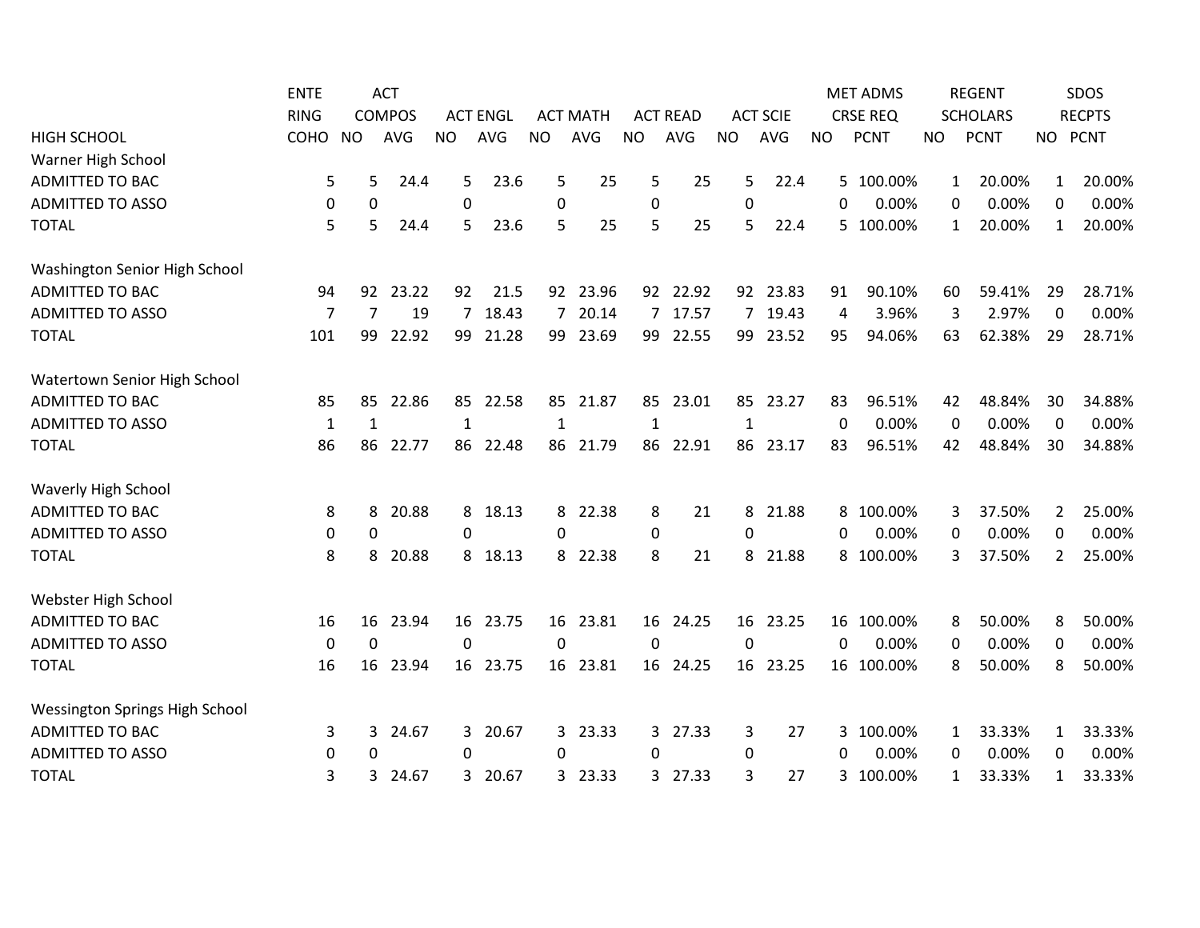| HIGH SCHOOL | ENTERING COHO | ACT COMPOS NO | ACT COMPOS AVG | ACT ENGL NO | ACT ENGL AVG | ACT MATH NO | ACT MATH AVG | ACT READ NO | ACT READ AVG | ACT SCIE NO | ACT SCIE AVG | MET ADMS CRSE REQ NO | MET ADMS CRSE REQ PCNT | REGENT SCHOLARS NO | REGENT SCHOLARS PCNT | SDOS RECPTS NO | SDOS RECPTS PCNT |
|---|---|---|---|---|---|---|---|---|---|---|---|---|---|---|---|---|---|
| Warner High School | | | | | | | | | | | | | | | | | |
| ADMITTED TO BAC | 5 | 5 | 24.4 | 5 | 23.6 | 5 | 25 | 5 | 25 | 5 | 22.4 | 5 | 100.00% | 1 | 20.00% | 1 | 20.00% |
| ADMITTED TO ASSO | 0 | 0 | | 0 | | 0 | | 0 | | 0 | | 0 | 0.00% | 0 | 0.00% | 0 | 0.00% |
| TOTAL | 5 | 5 | 24.4 | 5 | 23.6 | 5 | 25 | 5 | 25 | 5 | 22.4 | 5 | 100.00% | 1 | 20.00% | 1 | 20.00% |
| Washington Senior High School | | | | | | | | | | | | | | | | | |
| ADMITTED TO BAC | 94 | 92 | 23.22 | 92 | 21.5 | 92 | 23.96 | 92 | 22.92 | 92 | 23.83 | 91 | 90.10% | 60 | 59.41% | 29 | 28.71% |
| ADMITTED TO ASSO | 7 | 7 | 19 | 7 | 18.43 | 7 | 20.14 | 7 | 17.57 | 7 | 19.43 | 4 | 3.96% | 3 | 2.97% | 0 | 0.00% |
| TOTAL | 101 | 99 | 22.92 | 99 | 21.28 | 99 | 23.69 | 99 | 22.55 | 99 | 23.52 | 95 | 94.06% | 63 | 62.38% | 29 | 28.71% |
| Watertown Senior High School | | | | | | | | | | | | | | | | | |
| ADMITTED TO BAC | 85 | 85 | 22.86 | 85 | 22.58 | 85 | 21.87 | 85 | 23.01 | 85 | 23.27 | 83 | 96.51% | 42 | 48.84% | 30 | 34.88% |
| ADMITTED TO ASSO | 1 | 1 | | 1 | | 1 | | 1 | | 1 | | 0 | 0.00% | 0 | 0.00% | 0 | 0.00% |
| TOTAL | 86 | 86 | 22.77 | 86 | 22.48 | 86 | 21.79 | 86 | 22.91 | 86 | 23.17 | 83 | 96.51% | 42 | 48.84% | 30 | 34.88% |
| Waverly High School | | | | | | | | | | | | | | | | | |
| ADMITTED TO BAC | 8 | 8 | 20.88 | 8 | 18.13 | 8 | 22.38 | 8 | 21 | 8 | 21.88 | 8 | 100.00% | 3 | 37.50% | 2 | 25.00% |
| ADMITTED TO ASSO | 0 | 0 | | 0 | | 0 | | 0 | | 0 | | 0 | 0.00% | 0 | 0.00% | 0 | 0.00% |
| TOTAL | 8 | 8 | 20.88 | 8 | 18.13 | 8 | 22.38 | 8 | 21 | 8 | 21.88 | 8 | 100.00% | 3 | 37.50% | 2 | 25.00% |
| Webster High School | | | | | | | | | | | | | | | | | |
| ADMITTED TO BAC | 16 | 16 | 23.94 | 16 | 23.75 | 16 | 23.81 | 16 | 24.25 | 16 | 23.25 | 16 | 100.00% | 8 | 50.00% | 8 | 50.00% |
| ADMITTED TO ASSO | 0 | 0 | | 0 | | 0 | | 0 | | 0 | | 0 | 0.00% | 0 | 0.00% | 0 | 0.00% |
| TOTAL | 16 | 16 | 23.94 | 16 | 23.75 | 16 | 23.81 | 16 | 24.25 | 16 | 23.25 | 16 | 100.00% | 8 | 50.00% | 8 | 50.00% |
| Wessington Springs High School | | | | | | | | | | | | | | | | | |
| ADMITTED TO BAC | 3 | 3 | 24.67 | 3 | 20.67 | 3 | 23.33 | 3 | 27.33 | 3 | 27 | 3 | 100.00% | 1 | 33.33% | 1 | 33.33% |
| ADMITTED TO ASSO | 0 | 0 | | 0 | | 0 | | 0 | | 0 | | 0 | 0.00% | 0 | 0.00% | 0 | 0.00% |
| TOTAL | 3 | 3 | 24.67 | 3 | 20.67 | 3 | 23.33 | 3 | 27.33 | 3 | 27 | 3 | 100.00% | 1 | 33.33% | 1 | 33.33% |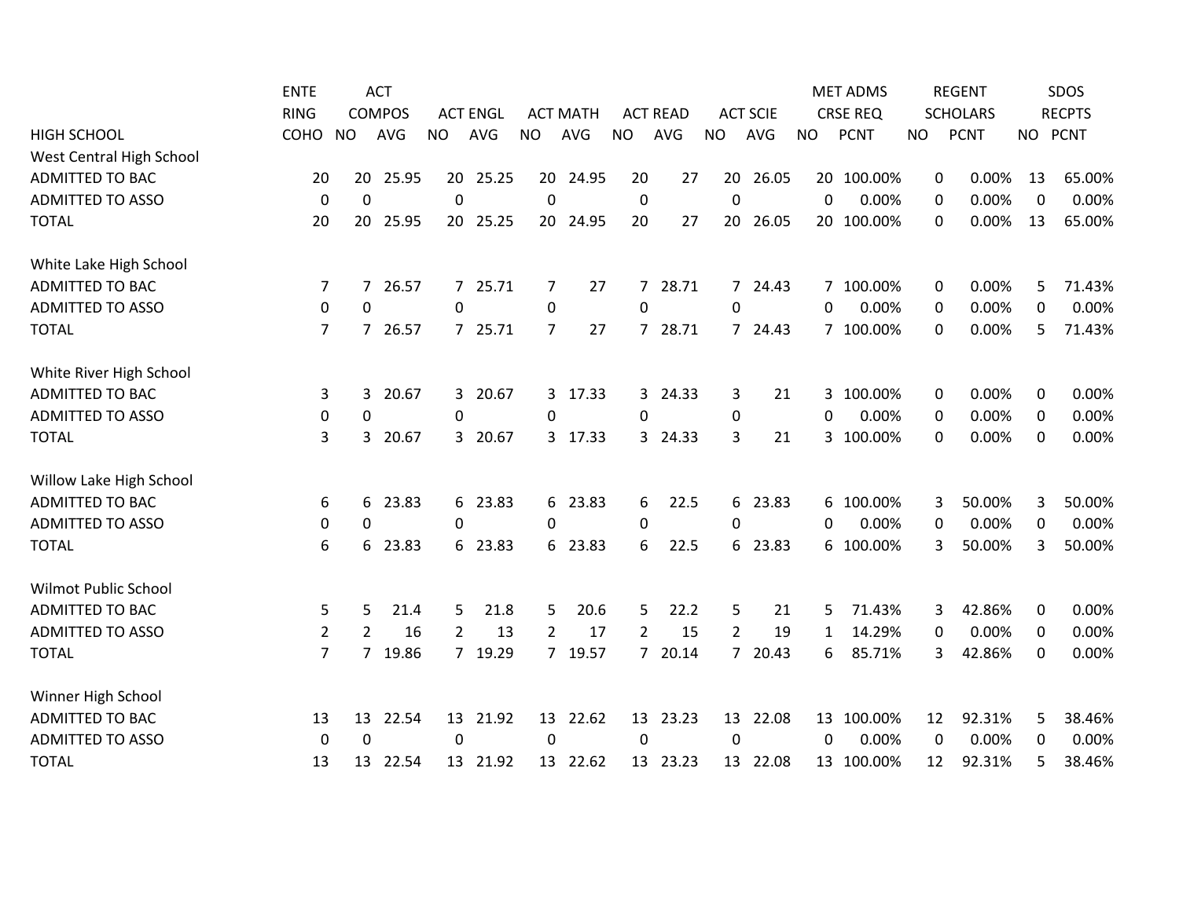| HIGH SCHOOL | ENTERING COHO | ACT COMPOS NO | ACT COMPOS AVG | ACT ENGL NO | ACT ENGL AVG | ACT MATH NO | ACT MATH AVG | ACT READ NO | ACT READ AVG | ACT SCIE NO | ACT SCIE AVG | MET ADMS CRSE REQ NO | MET ADMS CRSE REQ PCNT | REGENT SCHOLARS NO | REGENT SCHOLARS PCNT | SDOS RECPTS NO | SDOS RECPTS PCNT |
|---|---|---|---|---|---|---|---|---|---|---|---|---|---|---|---|---|---|
| West Central High School | | | | | | | | | | | | | | | | | |
| ADMITTED TO BAC | 20 | 20 | 25.95 | 20 | 25.25 | 20 | 24.95 | 20 | 27 | 20 | 26.05 | 20 | 100.00% | 0 | 0.00% | 13 | 65.00% |
| ADMITTED TO ASSO | 0 | 0 | | 0 | | 0 | | 0 | | 0 | | 0 | 0.00% | 0 | 0.00% | 0 | 0.00% |
| TOTAL | 20 | 20 | 25.95 | 20 | 25.25 | 20 | 24.95 | 20 | 27 | 20 | 26.05 | 20 | 100.00% | 0 | 0.00% | 13 | 65.00% |
| White Lake High School | | | | | | | | | | | | | | | | | |
| ADMITTED TO BAC | 7 | 7 | 26.57 | 7 | 25.71 | 7 | 27 | 7 | 28.71 | 7 | 24.43 | 7 | 100.00% | 0 | 0.00% | 5 | 71.43% |
| ADMITTED TO ASSO | 0 | 0 | | 0 | | 0 | | 0 | | 0 | | 0 | 0.00% | 0 | 0.00% | 0 | 0.00% |
| TOTAL | 7 | 7 | 26.57 | 7 | 25.71 | 7 | 27 | 7 | 28.71 | 7 | 24.43 | 7 | 100.00% | 0 | 0.00% | 5 | 71.43% |
| White River High School | | | | | | | | | | | | | | | | | |
| ADMITTED TO BAC | 3 | 3 | 20.67 | 3 | 20.67 | 3 | 17.33 | 3 | 24.33 | 3 | 21 | 3 | 100.00% | 0 | 0.00% | 0 | 0.00% |
| ADMITTED TO ASSO | 0 | 0 | | 0 | | 0 | | 0 | | 0 | | 0 | 0.00% | 0 | 0.00% | 0 | 0.00% |
| TOTAL | 3 | 3 | 20.67 | 3 | 20.67 | 3 | 17.33 | 3 | 24.33 | 3 | 21 | 3 | 100.00% | 0 | 0.00% | 0 | 0.00% |
| Willow Lake High School | | | | | | | | | | | | | | | | | |
| ADMITTED TO BAC | 6 | 6 | 23.83 | 6 | 23.83 | 6 | 23.83 | 6 | 22.5 | 6 | 23.83 | 6 | 100.00% | 3 | 50.00% | 3 | 50.00% |
| ADMITTED TO ASSO | 0 | 0 | | 0 | | 0 | | 0 | | 0 | | 0 | 0.00% | 0 | 0.00% | 0 | 0.00% |
| TOTAL | 6 | 6 | 23.83 | 6 | 23.83 | 6 | 23.83 | 6 | 22.5 | 6 | 23.83 | 6 | 100.00% | 3 | 50.00% | 3 | 50.00% |
| Wilmot Public School | | | | | | | | | | | | | | | | | |
| ADMITTED TO BAC | 5 | 5 | 21.4 | 5 | 21.8 | 5 | 20.6 | 5 | 22.2 | 5 | 21 | 5 | 71.43% | 3 | 42.86% | 0 | 0.00% |
| ADMITTED TO ASSO | 2 | 2 | 16 | 2 | 13 | 2 | 17 | 2 | 15 | 2 | 19 | 1 | 14.29% | 0 | 0.00% | 0 | 0.00% |
| TOTAL | 7 | 7 | 19.86 | 7 | 19.29 | 7 | 19.57 | 7 | 20.14 | 7 | 20.43 | 6 | 85.71% | 3 | 42.86% | 0 | 0.00% |
| Winner High School | | | | | | | | | | | | | | | | | |
| ADMITTED TO BAC | 13 | 13 | 22.54 | 13 | 21.92 | 13 | 22.62 | 13 | 23.23 | 13 | 22.08 | 13 | 100.00% | 12 | 92.31% | 5 | 38.46% |
| ADMITTED TO ASSO | 0 | 0 | | 0 | | 0 | | 0 | | 0 | | 0 | 0.00% | 0 | 0.00% | 0 | 0.00% |
| TOTAL | 13 | 13 | 22.54 | 13 | 21.92 | 13 | 22.62 | 13 | 23.23 | 13 | 22.08 | 13 | 100.00% | 12 | 92.31% | 5 | 38.46% |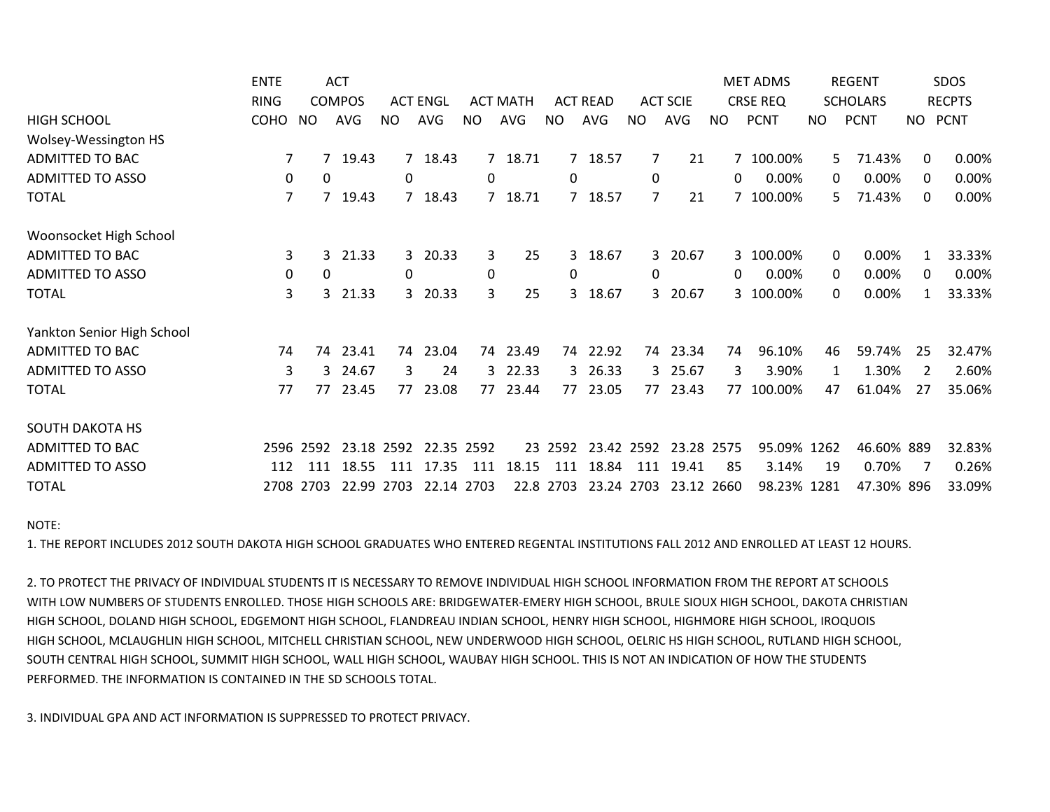| HIGH SCHOOL | ENTERING COHO | ACT COMPOS NO | ACT COMPOS AVG | ACT ENGL NO | ACT ENGL AVG | ACT MATH NO | ACT MATH AVG | ACT READ NO | ACT READ AVG | ACT SCIE NO | ACT SCIE AVG | MET ADMS CRSE REQ NO | MET ADMS CRSE REQ PCNT | REGENT SCHOLARS NO | REGENT SCHOLARS PCNT | SDOS RECPTS NO | SDOS RECPTS PCNT |
|---|---|---|---|---|---|---|---|---|---|---|---|---|---|---|---|---|---|
| Wolsey-Wessington HS | | | | | | | | | | | | | | | | | |
| ADMITTED TO BAC | 7 | 7 | 19.43 | 7 | 18.43 | 7 | 18.71 | 7 | 18.57 | 7 | 21 | 7 | 100.00% | 5 | 71.43% | 0 | 0.00% |
| ADMITTED TO ASSO | 0 | 0 | | 0 | | 0 | | 0 | | 0 | | 0 | 0.00% | 0 | 0.00% | 0 | 0.00% |
| TOTAL | 7 | 7 | 19.43 | 7 | 18.43 | 7 | 18.71 | 7 | 18.57 | 7 | 21 | 7 | 100.00% | 5 | 71.43% | 0 | 0.00% |
| Woonsocket High School | | | | | | | | | | | | | | | | | |
| ADMITTED TO BAC | 3 | 3 | 21.33 | 3 | 20.33 | 3 | 25 | 3 | 18.67 | 3 | 20.67 | 3 | 100.00% | 0 | 0.00% | 1 | 33.33% |
| ADMITTED TO ASSO | 0 | 0 | | 0 | | 0 | | 0 | | 0 | | 0 | 0.00% | 0 | 0.00% | 0 | 0.00% |
| TOTAL | 3 | 3 | 21.33 | 3 | 20.33 | 3 | 25 | 3 | 18.67 | 3 | 20.67 | 3 | 100.00% | 0 | 0.00% | 1 | 33.33% |
| Yankton Senior High School | | | | | | | | | | | | | | | | | |
| ADMITTED TO BAC | 74 | 74 | 23.41 | 74 | 23.04 | 74 | 23.49 | 74 | 22.92 | 74 | 23.34 | 74 | 96.10% | 46 | 59.74% | 25 | 32.47% |
| ADMITTED TO ASSO | 3 | 3 | 24.67 | 3 | 24 | 3 | 22.33 | 3 | 26.33 | 3 | 25.67 | 3 | 3.90% | 1 | 1.30% | 2 | 2.60% |
| TOTAL | 77 | 77 | 23.45 | 77 | 23.08 | 77 | 23.44 | 77 | 23.05 | 77 | 23.43 | 77 | 100.00% | 47 | 61.04% | 27 | 35.06% |
| SOUTH DAKOTA HS | | | | | | | | | | | | | | | | | |
| ADMITTED TO BAC | 2596 | 2592 | 23.18 | 2592 | 22.35 | 2592 | 23 | 2592 | 23.42 | 2592 | 23.28 | 2575 | 95.09% | 1262 | 46.60% | 889 | 32.83% |
| ADMITTED TO ASSO | 112 | 111 | 18.55 | 111 | 17.35 | 111 | 18.15 | 111 | 18.84 | 111 | 19.41 | 85 | 3.14% | 19 | 0.70% | 7 | 0.26% |
| TOTAL | 2708 | 2703 | 22.99 | 2703 | 22.14 | 2703 | 22.8 | 2703 | 23.24 | 2703 | 23.12 | 2660 | 98.23% | 1281 | 47.30% | 896 | 33.09% |

NOTE:

1. THE REPORT INCLUDES 2012 SOUTH DAKOTA HIGH SCHOOL GRADUATES WHO ENTERED REGENTAL INSTITUTIONS FALL 2012 AND ENROLLED AT LEAST 12 HOURS.

2. TO PROTECT THE PRIVACY OF INDIVIDUAL STUDENTS IT IS NECESSARY TO REMOVE INDIVIDUAL HIGH SCHOOL INFORMATION FROM THE REPORT AT SCHOOLS WITH LOW NUMBERS OF STUDENTS ENROLLED. THOSE HIGH SCHOOLS ARE: BRIDGEWATER-EMERY HIGH SCHOOL, BRULE SIOUX HIGH SCHOOL, DAKOTA CHRISTIAN HIGH SCHOOL, DOLAND HIGH SCHOOL, EDGEMONT HIGH SCHOOL, FLANDREAU INDIAN SCHOOL, HENRY HIGH SCHOOL, HIGHMORE HIGH SCHOOL, IROQUOIS HIGH SCHOOL, MCLAUGHLIN HIGH SCHOOL, MITCHELL CHRISTIAN SCHOOL, NEW UNDERWOOD HIGH SCHOOL, OELRIC HS HIGH SCHOOL, RUTLAND HIGH SCHOOL, SOUTH CENTRAL HIGH SCHOOL, SUMMIT HIGH SCHOOL, WALL HIGH SCHOOL, WAUBAY HIGH SCHOOL. THIS IS NOT AN INDICATION OF HOW THE STUDENTS PERFORMED. THE INFORMATION IS CONTAINED IN THE SD SCHOOLS TOTAL.

3. INDIVIDUAL GPA AND ACT INFORMATION IS SUPPRESSED TO PROTECT PRIVACY.